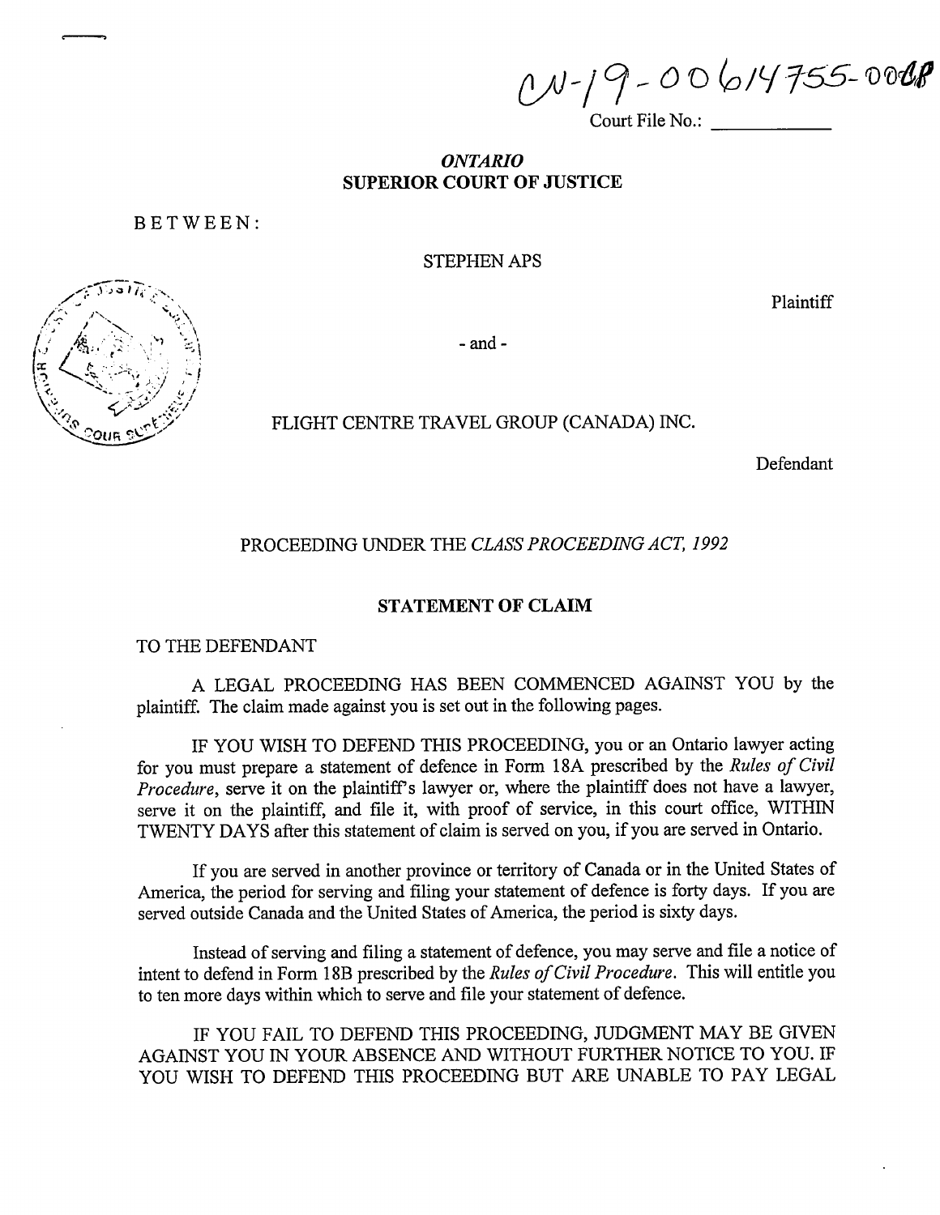CV-19-00614755-00CP

Court File No.: ____________

*ONTARIO*
**SUPERIOR COURT OF JUSTICE**

BETWEEN:

STEPHEN APS

Plaintiff

- and -

FLIGHT CENTRE TRAVEL GROUP (CANADA) INC.

Defendant

PROCEEDING UNDER THE *CLASS PROCEEDING ACT, 1992*

**STATEMENT OF CLAIM**

TO THE DEFENDANT

A LEGAL PROCEEDING HAS BEEN COMMENCED AGAINST YOU by the plaintiff. The claim made against you is set out in the following pages.

IF YOU WISH TO DEFEND THIS PROCEEDING, you or an Ontario lawyer acting for you must prepare a statement of defence in Form 18A prescribed by the *Rules of Civil Procedure*, serve it on the plaintiff's lawyer or, where the plaintiff does not have a lawyer, serve it on the plaintiff, and file it, with proof of service, in this court office, WITHIN TWENTY DAYS after this statement of claim is served on you, if you are served in Ontario.

If you are served in another province or territory of Canada or in the United States of America, the period for serving and filing your statement of defence is forty days. If you are served outside Canada and the United States of America, the period is sixty days.

Instead of serving and filing a statement of defence, you may serve and file a notice of intent to defend in Form 18B prescribed by the *Rules of Civil Procedure*. This will entitle you to ten more days within which to serve and file your statement of defence.

IF YOU FAIL TO DEFEND THIS PROCEEDING, JUDGMENT MAY BE GIVEN AGAINST YOU IN YOUR ABSENCE AND WITHOUT FURTHER NOTICE TO YOU. IF YOU WISH TO DEFEND THIS PROCEEDING BUT ARE UNABLE TO PAY LEGAL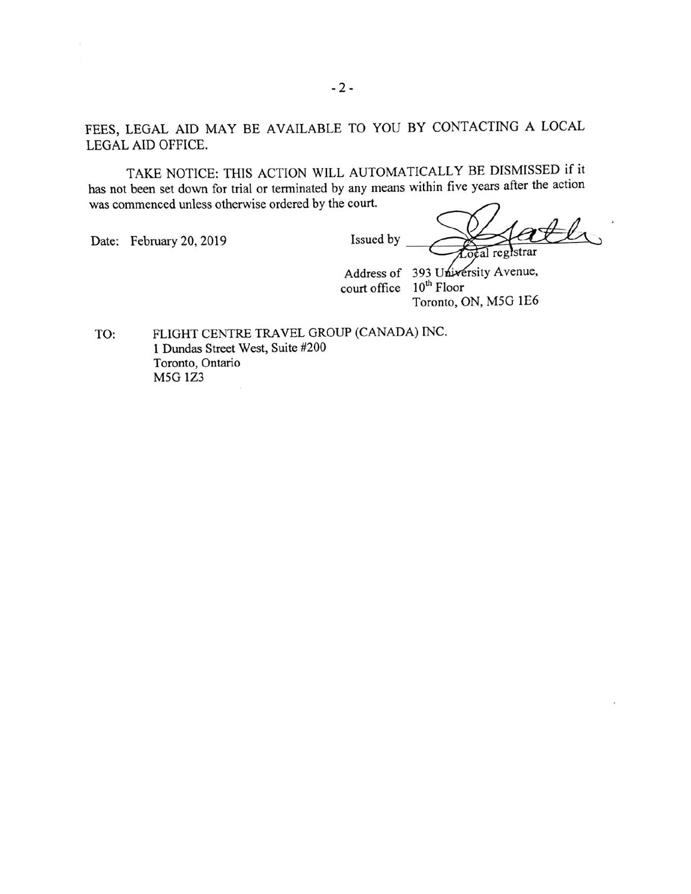FEES, LEGAL AID MAY BE AVAILABLE TO YOU BY CONTACTING A LOCAL LEGAL AID OFFICE.

TAKE NOTICE: THIS ACTION WILL AUTOMATICALLY BE DISMISSED if it has not been set down for trial or terminated by any means within five years after the action was commenced unless otherwise ordered by the court.

Date: February 20, 2019

Issued by ______________________
Local registrar

Address of court office: 393 University Avenue, 10th Floor
Toronto, ON, M5G 1E6

TO: FLIGHT CENTRE TRAVEL GROUP (CANADA) INC.
1 Dundas Street West, Suite #200
Toronto, Ontario
M5G 1Z3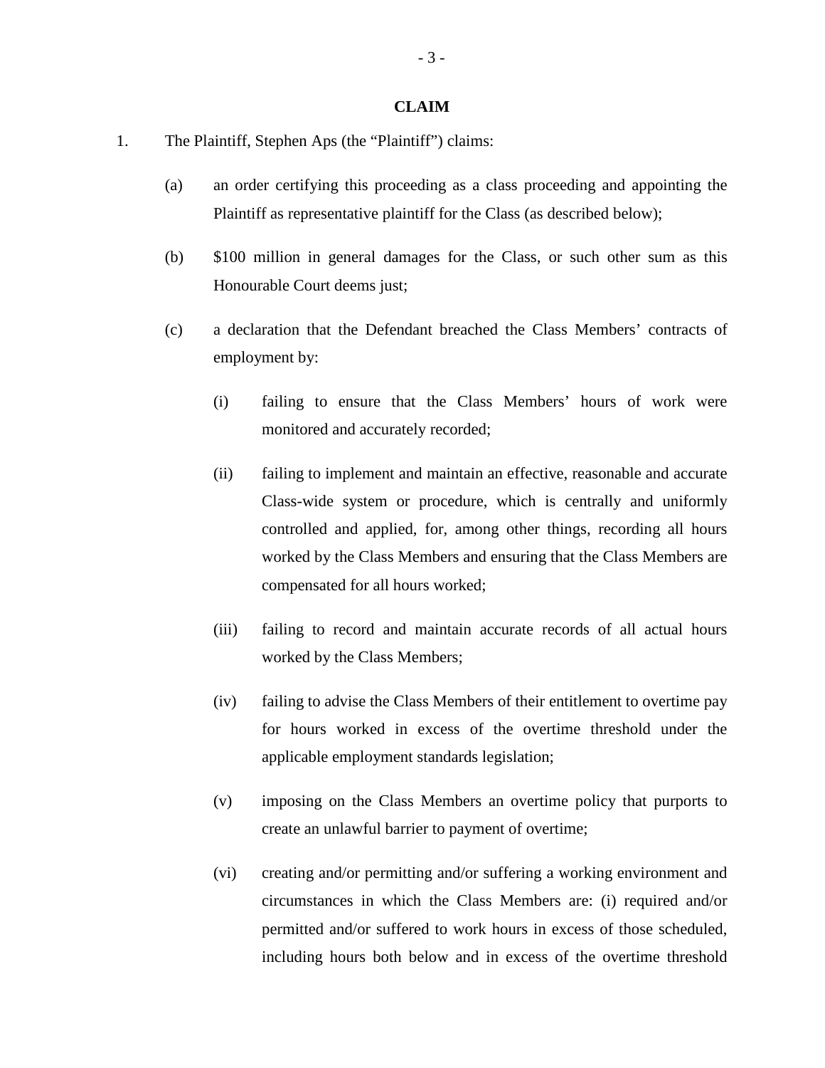## CLAIM

1. The Plaintiff, Stephen Aps (the "Plaintiff") claims:

    (a) an order certifying this proceeding as a class proceeding and appointing the Plaintiff as representative plaintiff for the Class (as described below);

    (b) $100 million in general damages for the Class, or such other sum as this Honourable Court deems just;

    (c) a declaration that the Defendant breached the Class Members' contracts of employment by:

        (i) failing to ensure that the Class Members' hours of work were monitored and accurately recorded;

        (ii) failing to implement and maintain an effective, reasonable and accurate Class-wide system or procedure, which is centrally and uniformly controlled and applied, for, among other things, recording all hours worked by the Class Members and ensuring that the Class Members are compensated for all hours worked;

        (iii) failing to record and maintain accurate records of all actual hours worked by the Class Members;

        (iv) failing to advise the Class Members of their entitlement to overtime pay for hours worked in excess of the overtime threshold under the applicable employment standards legislation;

        (v) imposing on the Class Members an overtime policy that purports to create an unlawful barrier to payment of overtime;

        (vi) creating and/or permitting and/or suffering a working environment and circumstances in which the Class Members are: (i) required and/or permitted and/or suffered to work hours in excess of those scheduled, including hours both below and in excess of the overtime threshold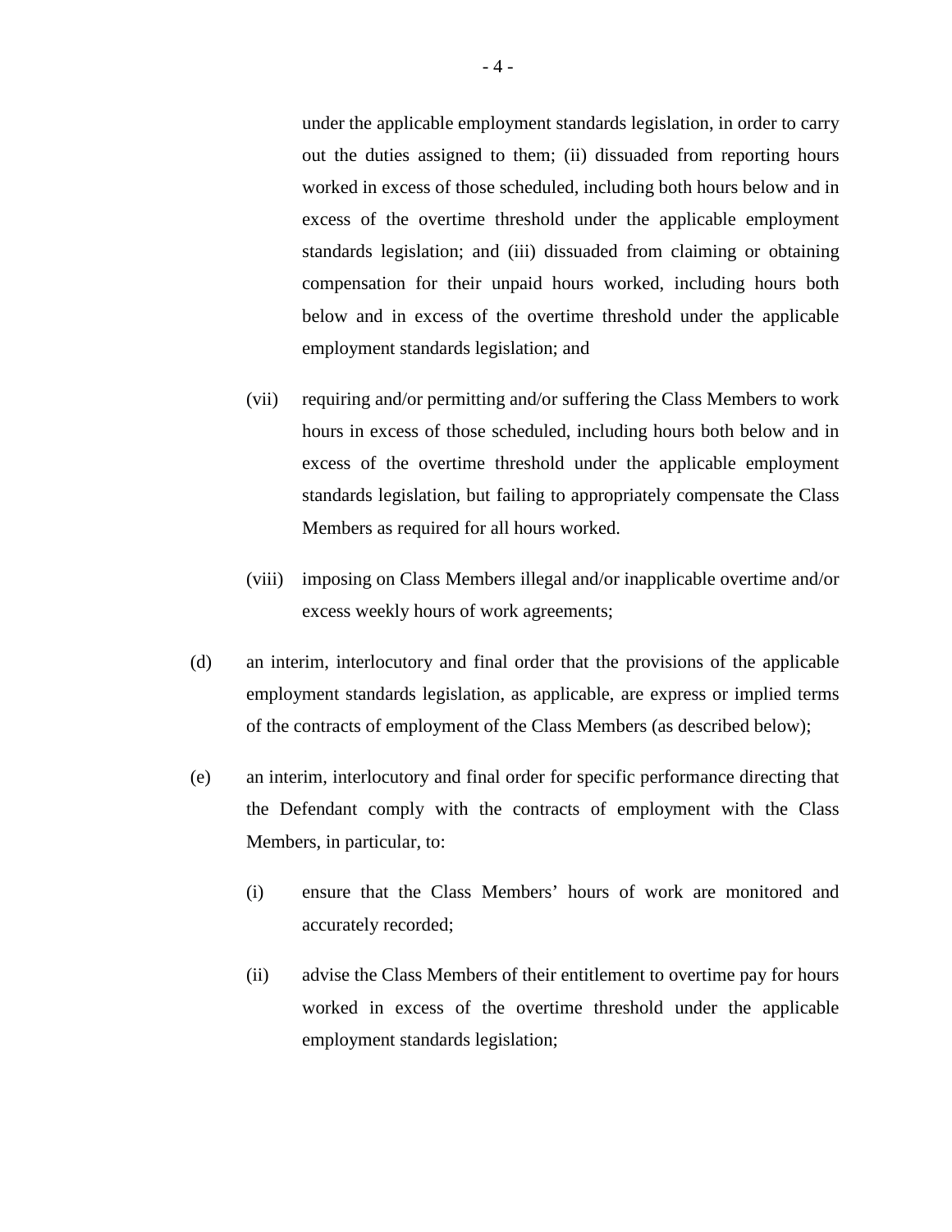under the applicable employment standards legislation, in order to carry out the duties assigned to them; (ii) dissuaded from reporting hours worked in excess of those scheduled, including both hours below and in excess of the overtime threshold under the applicable employment standards legislation; and (iii) dissuaded from claiming or obtaining compensation for their unpaid hours worked, including hours both below and in excess of the overtime threshold under the applicable employment standards legislation; and

(vii) requiring and/or permitting and/or suffering the Class Members to work hours in excess of those scheduled, including hours both below and in excess of the overtime threshold under the applicable employment standards legislation, but failing to appropriately compensate the Class Members as required for all hours worked.

(viii) imposing on Class Members illegal and/or inapplicable overtime and/or excess weekly hours of work agreements;

(d) an interim, interlocutory and final order that the provisions of the applicable employment standards legislation, as applicable, are express or implied terms of the contracts of employment of the Class Members (as described below);

(e) an interim, interlocutory and final order for specific performance directing that the Defendant comply with the contracts of employment with the Class Members, in particular, to:

(i) ensure that the Class Members' hours of work are monitored and accurately recorded;

(ii) advise the Class Members of their entitlement to overtime pay for hours worked in excess of the overtime threshold under the applicable employment standards legislation;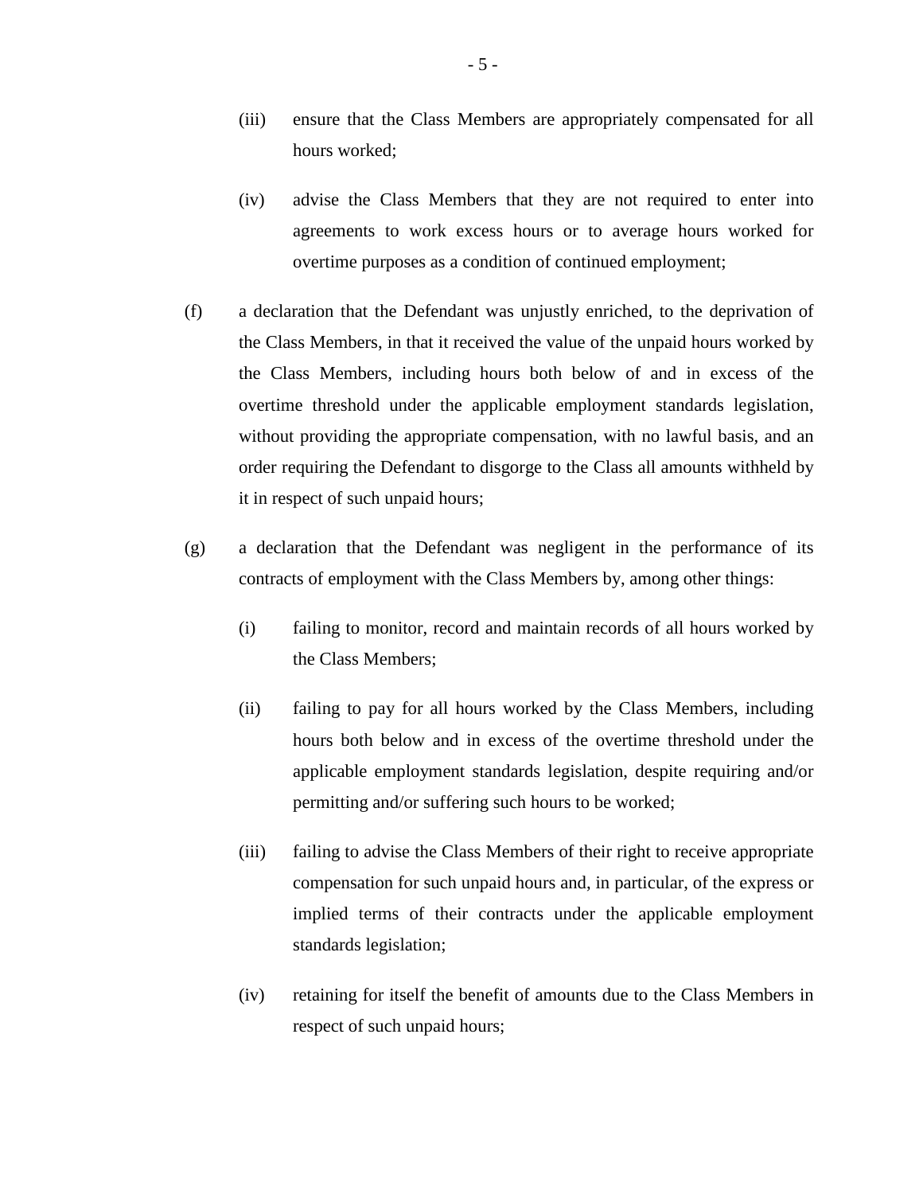(iii) ensure that the Class Members are appropriately compensated for all hours worked;

(iv) advise the Class Members that they are not required to enter into agreements to work excess hours or to average hours worked for overtime purposes as a condition of continued employment;

(f) a declaration that the Defendant was unjustly enriched, to the deprivation of the Class Members, in that it received the value of the unpaid hours worked by the Class Members, including hours both below of and in excess of the overtime threshold under the applicable employment standards legislation, without providing the appropriate compensation, with no lawful basis, and an order requiring the Defendant to disgorge to the Class all amounts withheld by it in respect of such unpaid hours;

(g) a declaration that the Defendant was negligent in the performance of its contracts of employment with the Class Members by, among other things:

(i) failing to monitor, record and maintain records of all hours worked by the Class Members;

(ii) failing to pay for all hours worked by the Class Members, including hours both below and in excess of the overtime threshold under the applicable employment standards legislation, despite requiring and/or permitting and/or suffering such hours to be worked;

(iii) failing to advise the Class Members of their right to receive appropriate compensation for such unpaid hours and, in particular, of the express or implied terms of their contracts under the applicable employment standards legislation;

(iv) retaining for itself the benefit of amounts due to the Class Members in respect of such unpaid hours;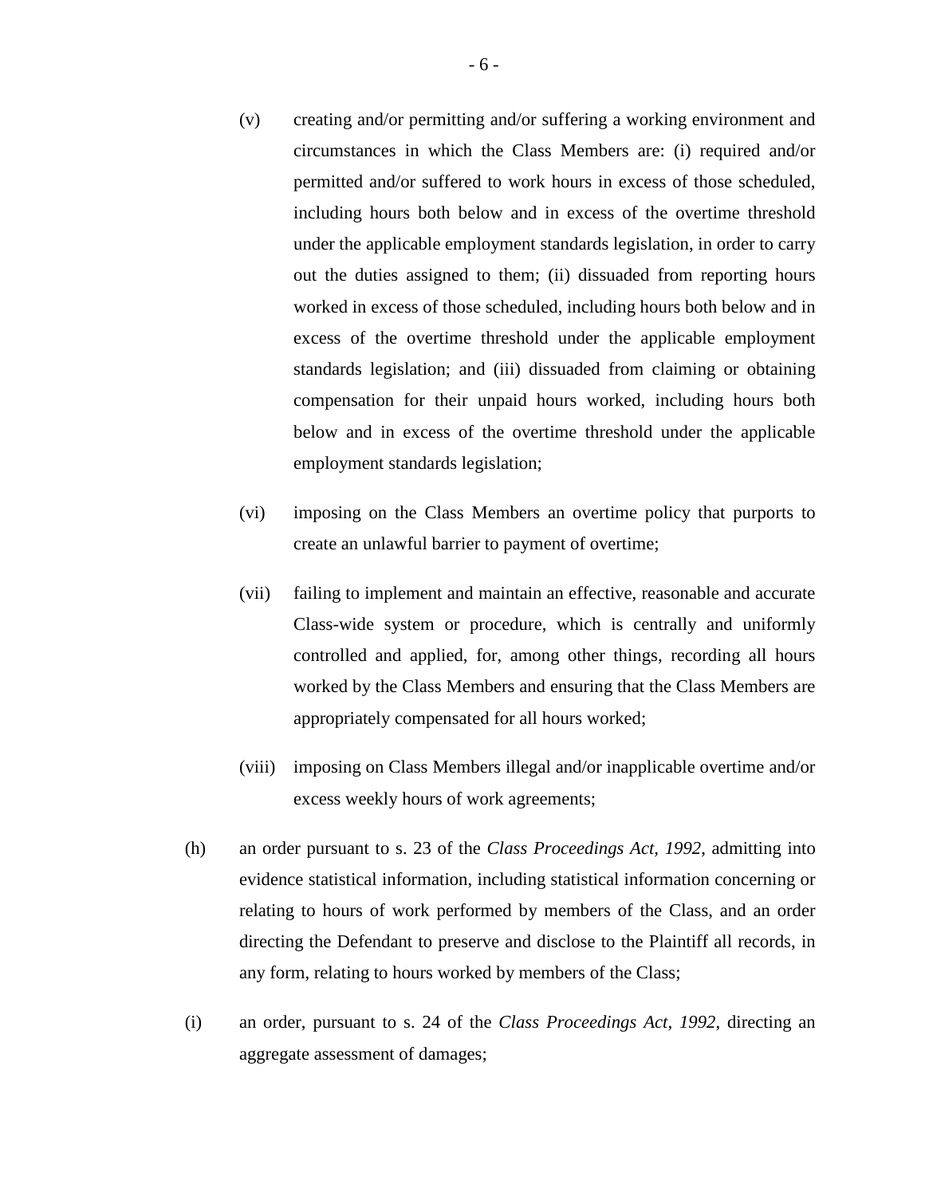(v) creating and/or permitting and/or suffering a working environment and circumstances in which the Class Members are: (i) required and/or permitted and/or suffered to work hours in excess of those scheduled, including hours both below and in excess of the overtime threshold under the applicable employment standards legislation, in order to carry out the duties assigned to them; (ii) dissuaded from reporting hours worked in excess of those scheduled, including hours both below and in excess of the overtime threshold under the applicable employment standards legislation; and (iii) dissuaded from claiming or obtaining compensation for their unpaid hours worked, including hours both below and in excess of the overtime threshold under the applicable employment standards legislation;

(vi) imposing on the Class Members an overtime policy that purports to create an unlawful barrier to payment of overtime;

(vii) failing to implement and maintain an effective, reasonable and accurate Class-wide system or procedure, which is centrally and uniformly controlled and applied, for, among other things, recording all hours worked by the Class Members and ensuring that the Class Members are appropriately compensated for all hours worked;

(viii) imposing on Class Members illegal and/or inapplicable overtime and/or excess weekly hours of work agreements;

(h) an order pursuant to s. 23 of the *Class Proceedings Act, 1992*, admitting into evidence statistical information, including statistical information concerning or relating to hours of work performed by members of the Class, and an order directing the Defendant to preserve and disclose to the Plaintiff all records, in any form, relating to hours worked by members of the Class;

(i) an order, pursuant to s. 24 of the *Class Proceedings Act, 1992*, directing an aggregate assessment of damages;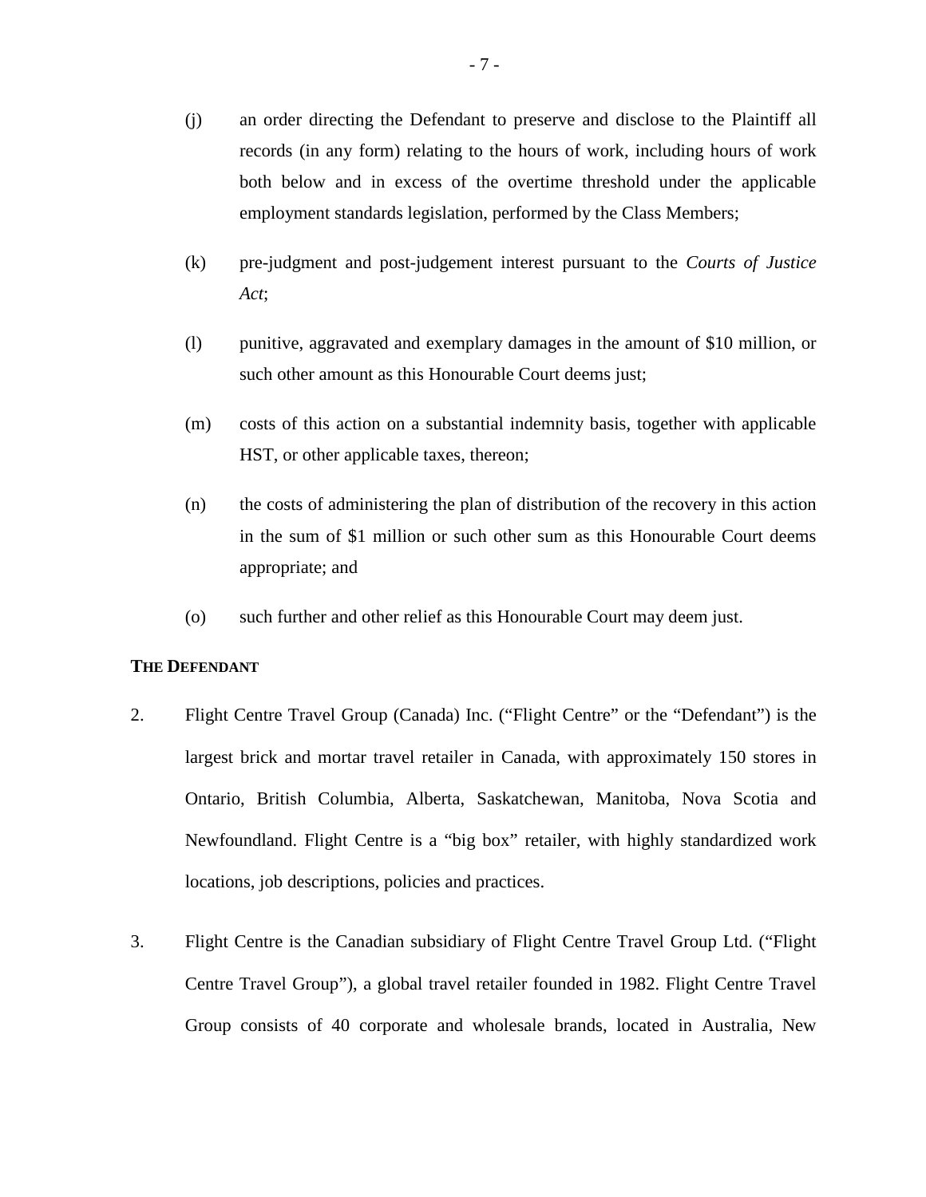(j) an order directing the Defendant to preserve and disclose to the Plaintiff all records (in any form) relating to the hours of work, including hours of work both below and in excess of the overtime threshold under the applicable employment standards legislation, performed by the Class Members;

(k) pre-judgment and post-judgement interest pursuant to the *Courts of Justice Act*;

(l) punitive, aggravated and exemplary damages in the amount of $10 million, or such other amount as this Honourable Court deems just;

(m) costs of this action on a substantial indemnity basis, together with applicable HST, or other applicable taxes, thereon;

(n) the costs of administering the plan of distribution of the recovery in this action in the sum of $1 million or such other sum as this Honourable Court deems appropriate; and

(o) such further and other relief as this Honourable Court may deem just.

**THE DEFENDANT**

2. Flight Centre Travel Group (Canada) Inc. ("Flight Centre" or the "Defendant") is the largest brick and mortar travel retailer in Canada, with approximately 150 stores in Ontario, British Columbia, Alberta, Saskatchewan, Manitoba, Nova Scotia and Newfoundland. Flight Centre is a "big box" retailer, with highly standardized work locations, job descriptions, policies and practices.

3. Flight Centre is the Canadian subsidiary of Flight Centre Travel Group Ltd. ("Flight Centre Travel Group"), a global travel retailer founded in 1982. Flight Centre Travel Group consists of 40 corporate and wholesale brands, located in Australia, New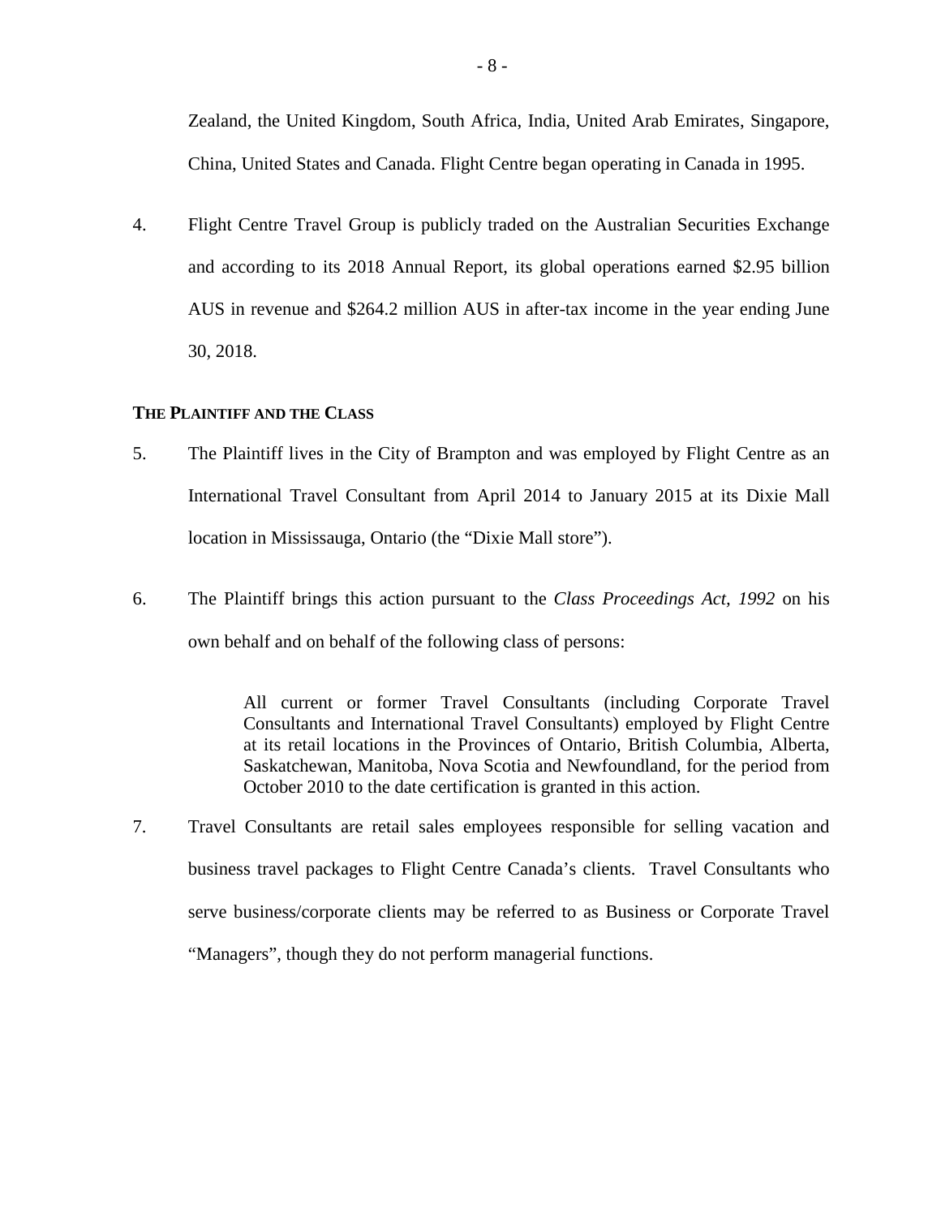Zealand, the United Kingdom, South Africa, India, United Arab Emirates, Singapore, China, United States and Canada. Flight Centre began operating in Canada in 1995.

4. Flight Centre Travel Group is publicly traded on the Australian Securities Exchange and according to its 2018 Annual Report, its global operations earned $2.95 billion AUS in revenue and $264.2 million AUS in after-tax income in the year ending June 30, 2018.

**THE PLAINTIFF AND THE CLASS**

5. The Plaintiff lives in the City of Brampton and was employed by Flight Centre as an International Travel Consultant from April 2014 to January 2015 at its Dixie Mall location in Mississauga, Ontario (the "Dixie Mall store").

6. The Plaintiff brings this action pursuant to the *Class Proceedings Act, 1992* on his own behalf and on behalf of the following class of persons:

> All current or former Travel Consultants (including Corporate Travel Consultants and International Travel Consultants) employed by Flight Centre at its retail locations in the Provinces of Ontario, British Columbia, Alberta, Saskatchewan, Manitoba, Nova Scotia and Newfoundland, for the period from October 2010 to the date certification is granted in this action.

7. Travel Consultants are retail sales employees responsible for selling vacation and business travel packages to Flight Centre Canada's clients. Travel Consultants who serve business/corporate clients may be referred to as Business or Corporate Travel "Managers", though they do not perform managerial functions.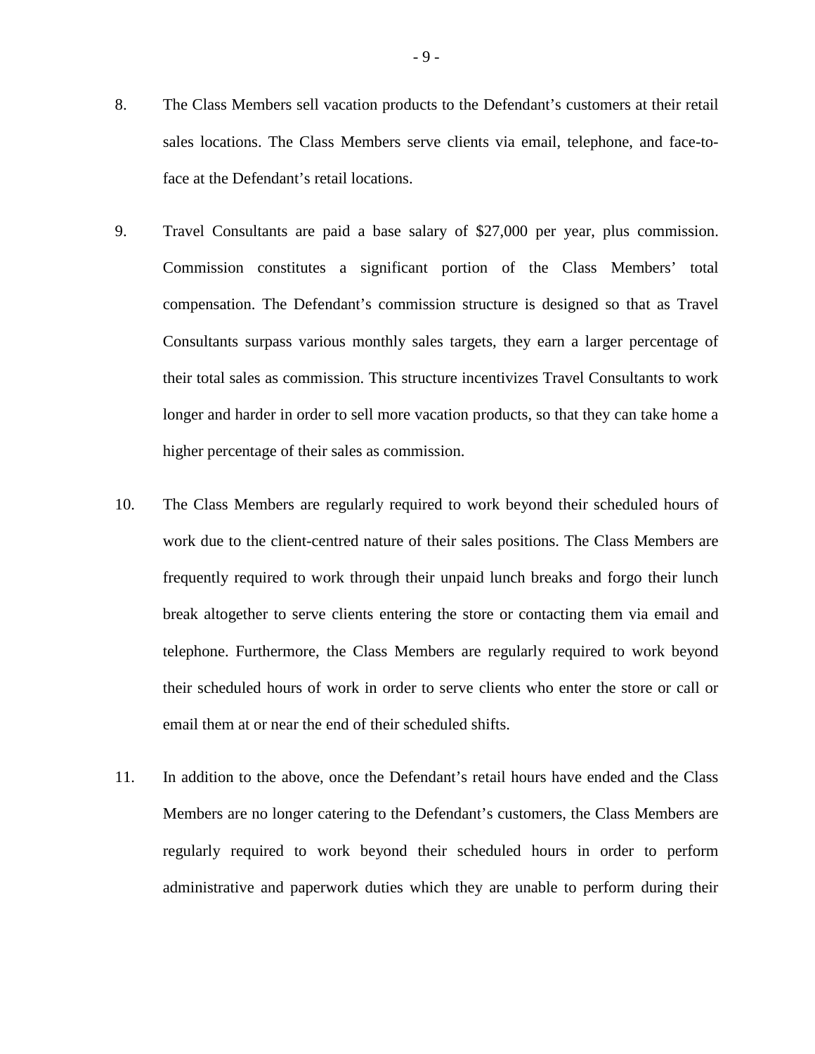8. The Class Members sell vacation products to the Defendant's customers at their retail sales locations. The Class Members serve clients via email, telephone, and face-to-face at the Defendant's retail locations.

9. Travel Consultants are paid a base salary of $27,000 per year, plus commission. Commission constitutes a significant portion of the Class Members' total compensation. The Defendant's commission structure is designed so that as Travel Consultants surpass various monthly sales targets, they earn a larger percentage of their total sales as commission. This structure incentivizes Travel Consultants to work longer and harder in order to sell more vacation products, so that they can take home a higher percentage of their sales as commission.

10. The Class Members are regularly required to work beyond their scheduled hours of work due to the client-centred nature of their sales positions. The Class Members are frequently required to work through their unpaid lunch breaks and forgo their lunch break altogether to serve clients entering the store or contacting them via email and telephone. Furthermore, the Class Members are regularly required to work beyond their scheduled hours of work in order to serve clients who enter the store or call or email them at or near the end of their scheduled shifts.

11. In addition to the above, once the Defendant's retail hours have ended and the Class Members are no longer catering to the Defendant's customers, the Class Members are regularly required to work beyond their scheduled hours in order to perform administrative and paperwork duties which they are unable to perform during their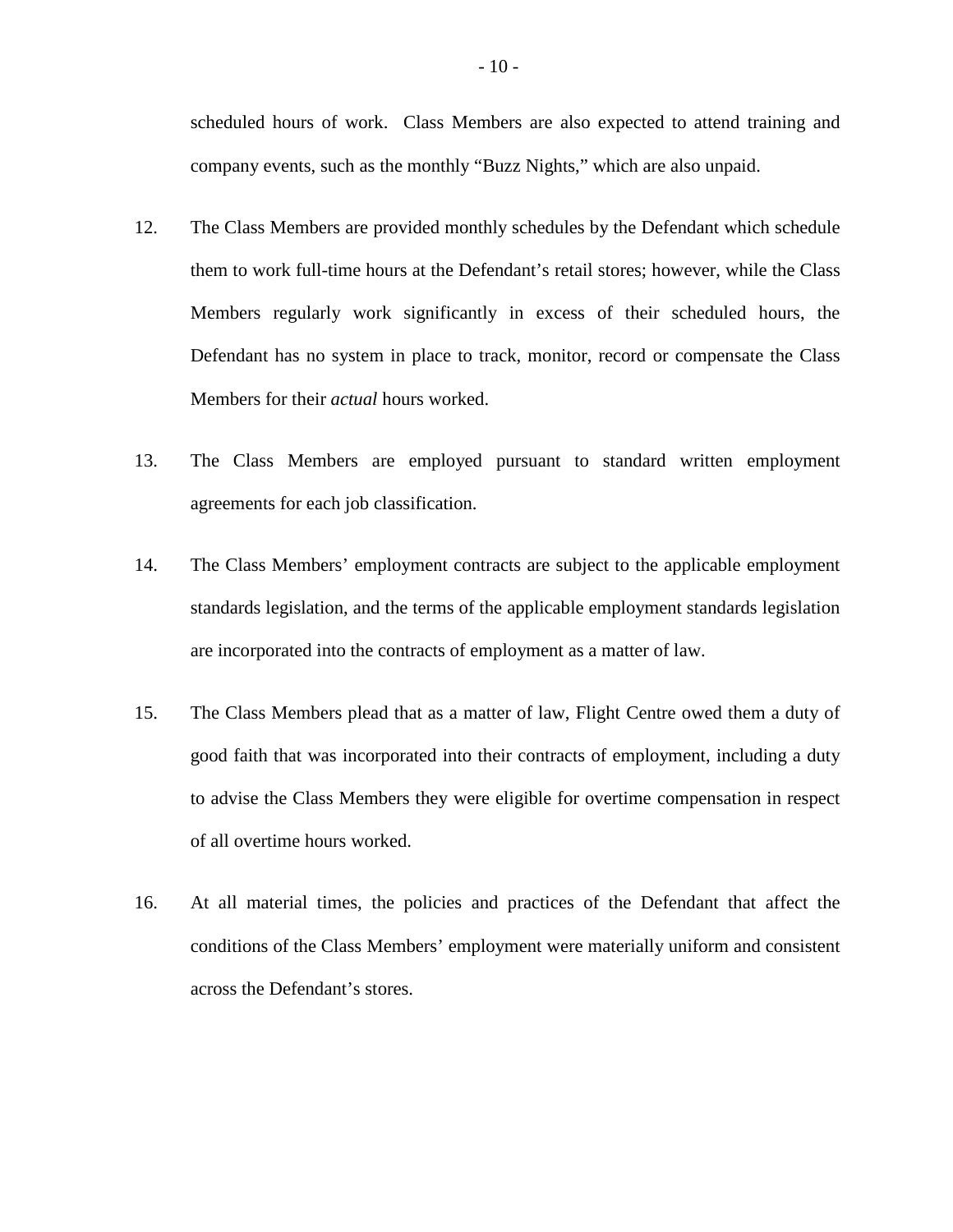scheduled hours of work. Class Members are also expected to attend training and company events, such as the monthly “Buzz Nights,” which are also unpaid.

12. The Class Members are provided monthly schedules by the Defendant which schedule them to work full-time hours at the Defendant’s retail stores; however, while the Class Members regularly work significantly in excess of their scheduled hours, the Defendant has no system in place to track, monitor, record or compensate the Class Members for their *actual* hours worked.

13. The Class Members are employed pursuant to standard written employment agreements for each job classification.

14. The Class Members’ employment contracts are subject to the applicable employment standards legislation, and the terms of the applicable employment standards legislation are incorporated into the contracts of employment as a matter of law.

15. The Class Members plead that as a matter of law, Flight Centre owed them a duty of good faith that was incorporated into their contracts of employment, including a duty to advise the Class Members they were eligible for overtime compensation in respect of all overtime hours worked.

16. At all material times, the policies and practices of the Defendant that affect the conditions of the Class Members’ employment were materially uniform and consistent across the Defendant’s stores.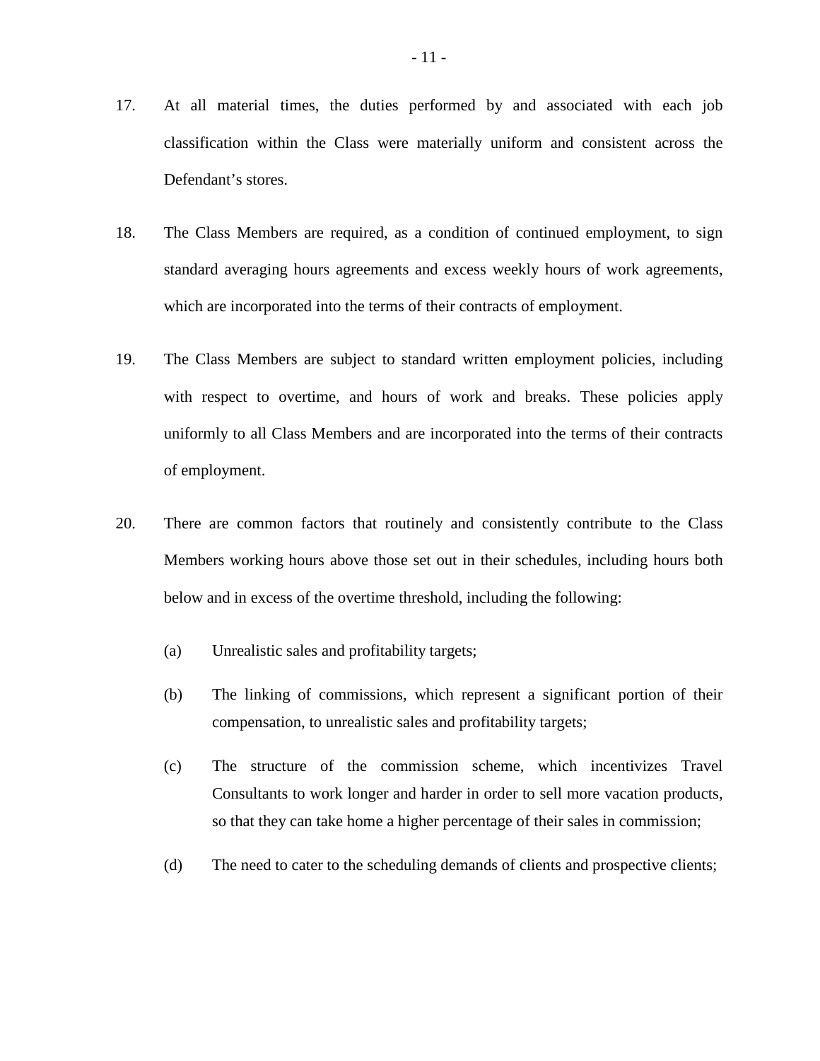17. At all material times, the duties performed by and associated with each job classification within the Class were materially uniform and consistent across the Defendant's stores.

18. The Class Members are required, as a condition of continued employment, to sign standard averaging hours agreements and excess weekly hours of work agreements, which are incorporated into the terms of their contracts of employment.

19. The Class Members are subject to standard written employment policies, including with respect to overtime, and hours of work and breaks. These policies apply uniformly to all Class Members and are incorporated into the terms of their contracts of employment.

20. There are common factors that routinely and consistently contribute to the Class Members working hours above those set out in their schedules, including hours both below and in excess of the overtime threshold, including the following:

    (a) Unrealistic sales and profitability targets;

    (b) The linking of commissions, which represent a significant portion of their compensation, to unrealistic sales and profitability targets;

    (c) The structure of the commission scheme, which incentivizes Travel Consultants to work longer and harder in order to sell more vacation products, so that they can take home a higher percentage of their sales in commission;

    (d) The need to cater to the scheduling demands of clients and prospective clients;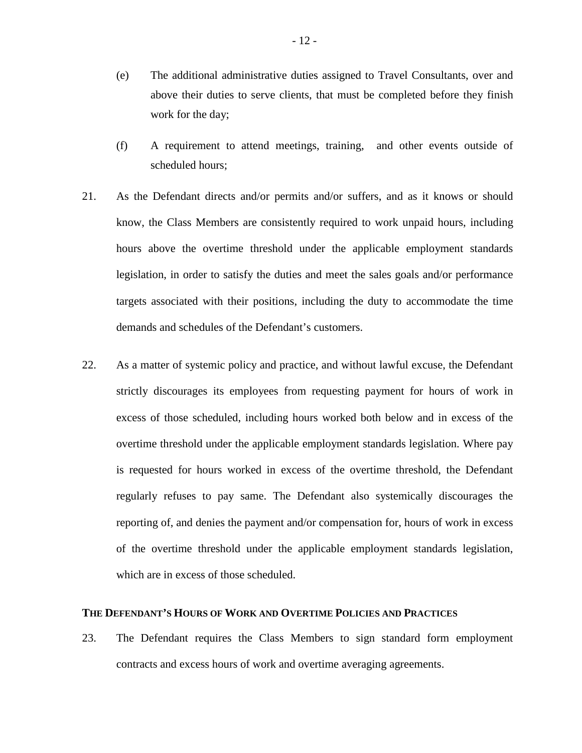(e) The additional administrative duties assigned to Travel Consultants, over and above their duties to serve clients, that must be completed before they finish work for the day;

(f) A requirement to attend meetings, training, and other events outside of scheduled hours;

21. As the Defendant directs and/or permits and/or suffers, and as it knows or should know, the Class Members are consistently required to work unpaid hours, including hours above the overtime threshold under the applicable employment standards legislation, in order to satisfy the duties and meet the sales goals and/or performance targets associated with their positions, including the duty to accommodate the time demands and schedules of the Defendant's customers.

22. As a matter of systemic policy and practice, and without lawful excuse, the Defendant strictly discourages its employees from requesting payment for hours of work in excess of those scheduled, including hours worked both below and in excess of the overtime threshold under the applicable employment standards legislation. Where pay is requested for hours worked in excess of the overtime threshold, the Defendant regularly refuses to pay same. The Defendant also systemically discourages the reporting of, and denies the payment and/or compensation for, hours of work in excess of the overtime threshold under the applicable employment standards legislation, which are in excess of those scheduled.

**THE DEFENDANT'S HOURS OF WORK AND OVERTIME POLICIES AND PRACTICES**

23. The Defendant requires the Class Members to sign standard form employment contracts and excess hours of work and overtime averaging agreements.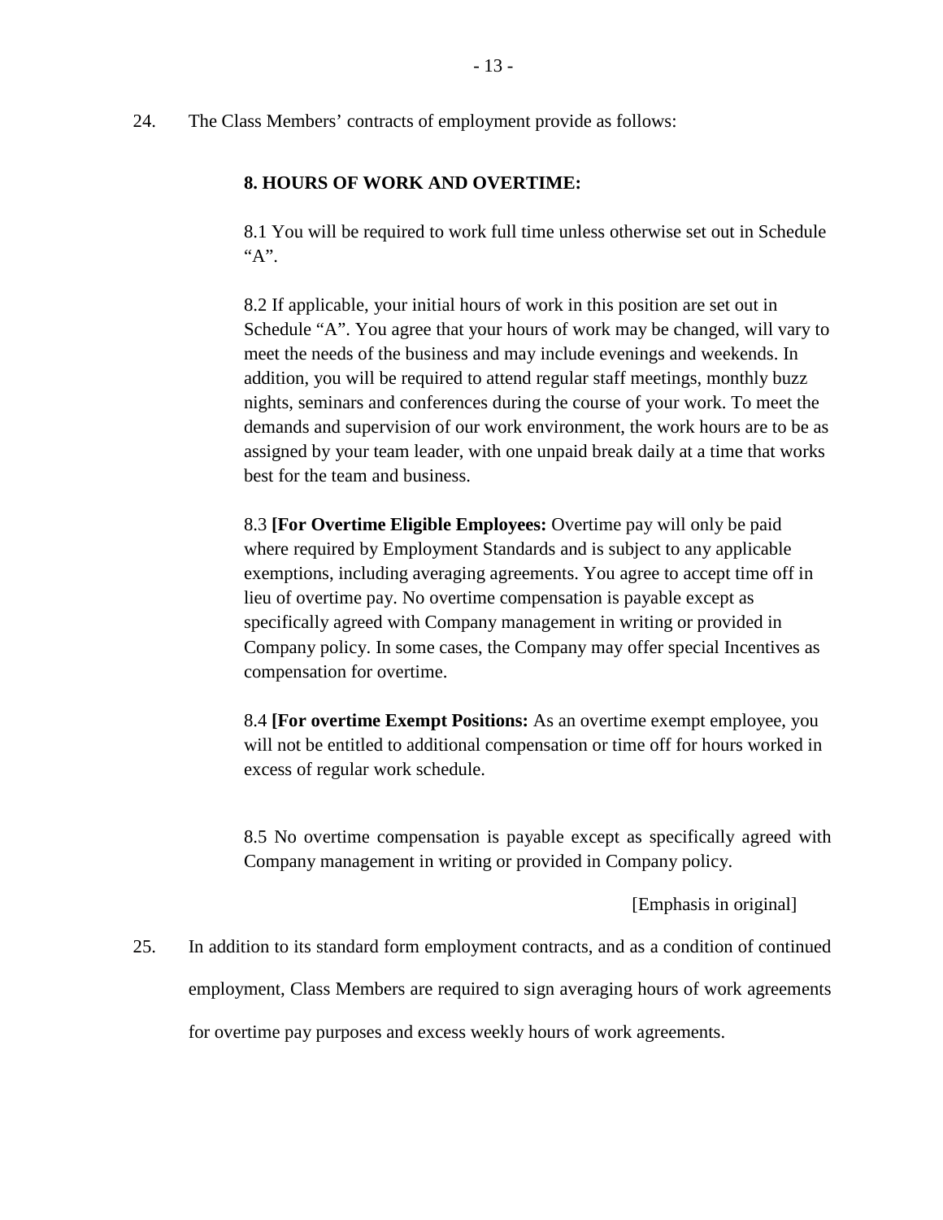24. The Class Members' contracts of employment provide as follows:

> **8. HOURS OF WORK AND OVERTIME:**
>
> 8.1 You will be required to work full time unless otherwise set out in Schedule "A".
>
> 8.2 If applicable, your initial hours of work in this position are set out in Schedule "A". You agree that your hours of work may be changed, will vary to meet the needs of the business and may include evenings and weekends. In addition, you will be required to attend regular staff meetings, monthly buzz nights, seminars and conferences during the course of your work. To meet the demands and supervision of our work environment, the work hours are to be as assigned by your team leader, with one unpaid break daily at a time that works best for the team and business.
>
> 8.3 **[For Overtime Eligible Employees:** Overtime pay will only be paid where required by Employment Standards and is subject to any applicable exemptions, including averaging agreements. You agree to accept time off in lieu of overtime pay. No overtime compensation is payable except as specifically agreed with Company management in writing or provided in Company policy. In some cases, the Company may offer special Incentives as compensation for overtime.
>
> 8.4 **[For overtime Exempt Positions:** As an overtime exempt employee, you will not be entitled to additional compensation or time off for hours worked in excess of regular work schedule.
>
> 8.5 No overtime compensation is payable except as specifically agreed with Company management in writing or provided in Company policy.
>
> [Emphasis in original]

25. In addition to its standard form employment contracts, and as a condition of continued employment, Class Members are required to sign averaging hours of work agreements for overtime pay purposes and excess weekly hours of work agreements.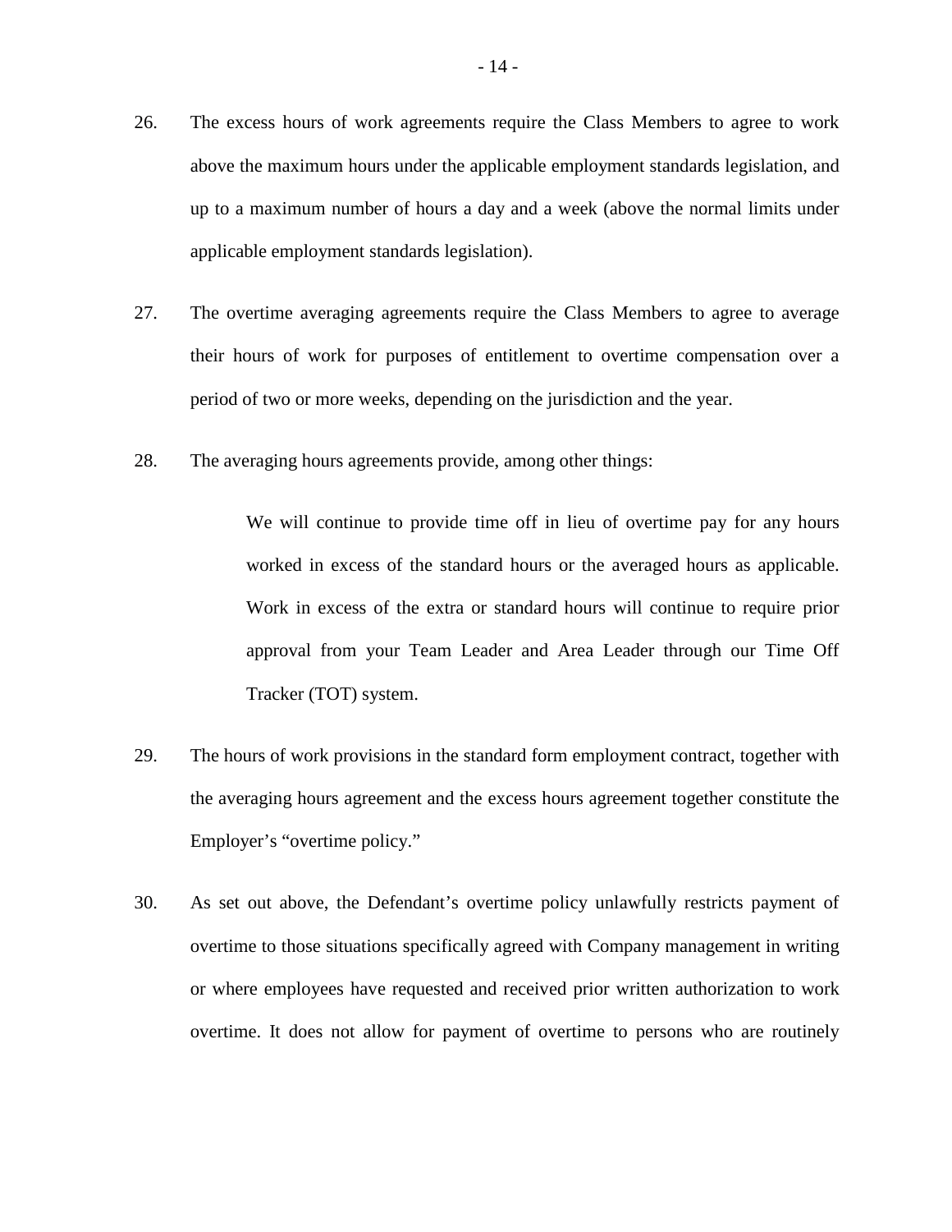26. The excess hours of work agreements require the Class Members to agree to work above the maximum hours under the applicable employment standards legislation, and up to a maximum number of hours a day and a week (above the normal limits under applicable employment standards legislation).

27. The overtime averaging agreements require the Class Members to agree to average their hours of work for purposes of entitlement to overtime compensation over a period of two or more weeks, depending on the jurisdiction and the year.

28. The averaging hours agreements provide, among other things:

> We will continue to provide time off in lieu of overtime pay for any hours worked in excess of the standard hours or the averaged hours as applicable. Work in excess of the extra or standard hours will continue to require prior approval from your Team Leader and Area Leader through our Time Off Tracker (TOT) system.

29. The hours of work provisions in the standard form employment contract, together with the averaging hours agreement and the excess hours agreement together constitute the Employer's "overtime policy."

30. As set out above, the Defendant's overtime policy unlawfully restricts payment of overtime to those situations specifically agreed with Company management in writing or where employees have requested and received prior written authorization to work overtime. It does not allow for payment of overtime to persons who are routinely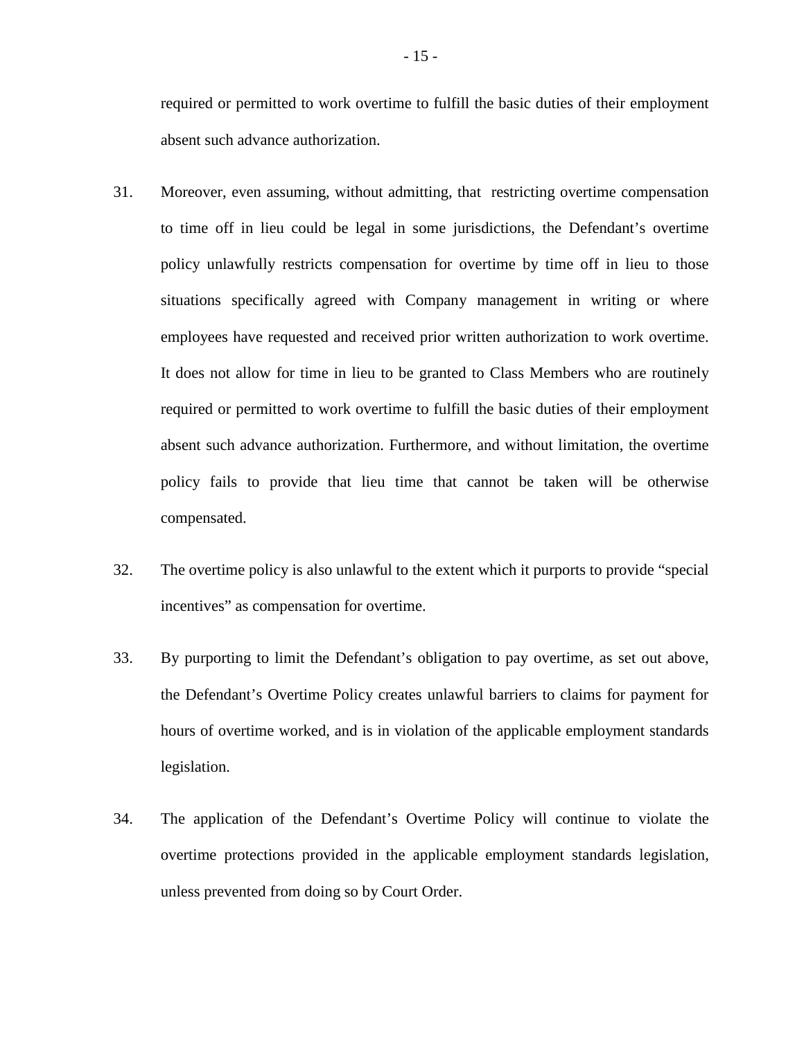required or permitted to work overtime to fulfill the basic duties of their employment absent such advance authorization.

31. Moreover, even assuming, without admitting, that restricting overtime compensation to time off in lieu could be legal in some jurisdictions, the Defendant's overtime policy unlawfully restricts compensation for overtime by time off in lieu to those situations specifically agreed with Company management in writing or where employees have requested and received prior written authorization to work overtime. It does not allow for time in lieu to be granted to Class Members who are routinely required or permitted to work overtime to fulfill the basic duties of their employment absent such advance authorization. Furthermore, and without limitation, the overtime policy fails to provide that lieu time that cannot be taken will be otherwise compensated.

32. The overtime policy is also unlawful to the extent which it purports to provide "special incentives" as compensation for overtime.

33. By purporting to limit the Defendant's obligation to pay overtime, as set out above, the Defendant's Overtime Policy creates unlawful barriers to claims for payment for hours of overtime worked, and is in violation of the applicable employment standards legislation.

34. The application of the Defendant's Overtime Policy will continue to violate the overtime protections provided in the applicable employment standards legislation, unless prevented from doing so by Court Order.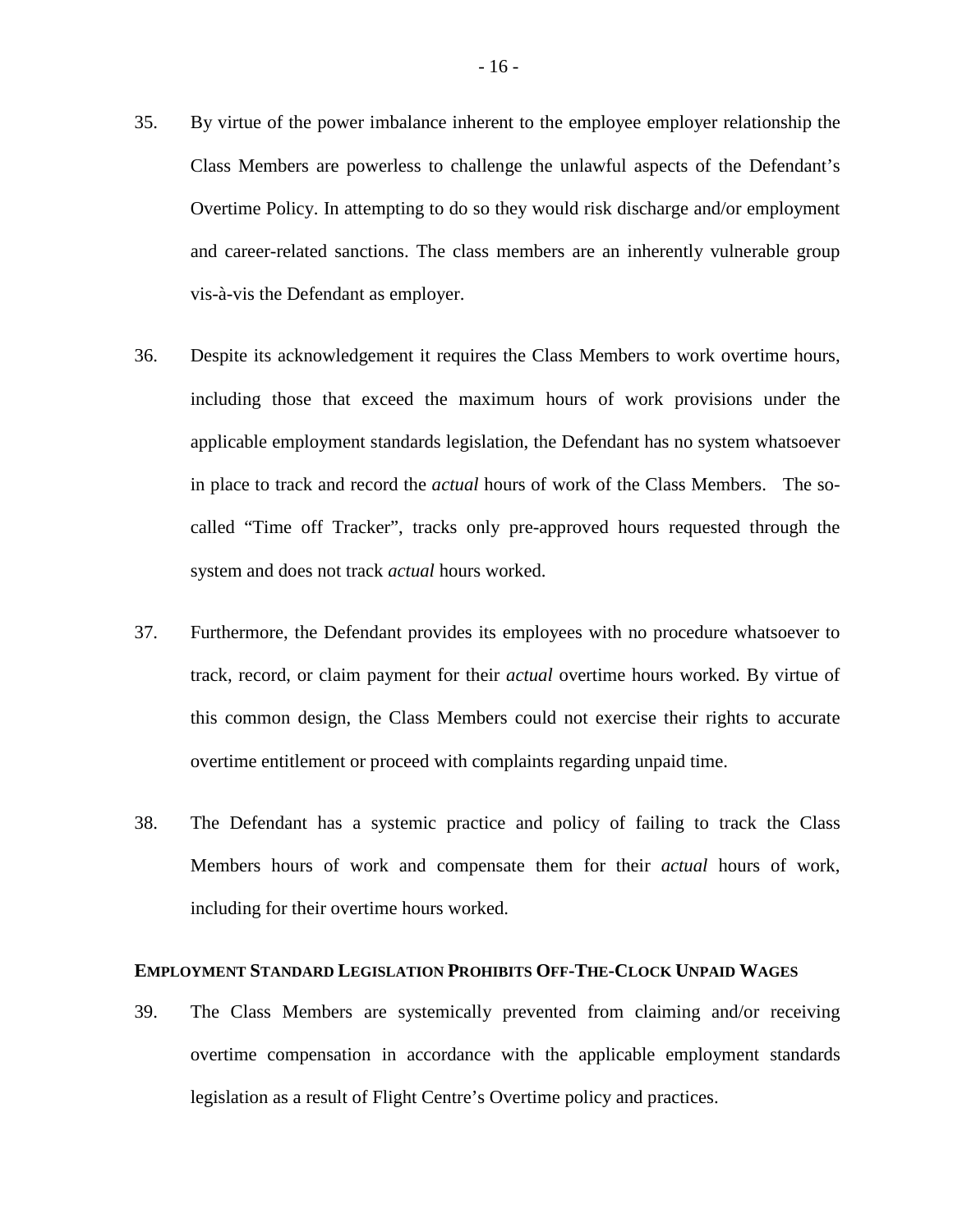35. By virtue of the power imbalance inherent to the employee employer relationship the Class Members are powerless to challenge the unlawful aspects of the Defendant's Overtime Policy. In attempting to do so they would risk discharge and/or employment and career-related sanctions. The class members are an inherently vulnerable group vis-à-vis the Defendant as employer.

36. Despite its acknowledgement it requires the Class Members to work overtime hours, including those that exceed the maximum hours of work provisions under the applicable employment standards legislation, the Defendant has no system whatsoever in place to track and record the *actual* hours of work of the Class Members. The so-called "Time off Tracker", tracks only pre-approved hours requested through the system and does not track *actual* hours worked.

37. Furthermore, the Defendant provides its employees with no procedure whatsoever to track, record, or claim payment for their *actual* overtime hours worked. By virtue of this common design, the Class Members could not exercise their rights to accurate overtime entitlement or proceed with complaints regarding unpaid time.

38. The Defendant has a systemic practice and policy of failing to track the Class Members hours of work and compensate them for their *actual* hours of work, including for their overtime hours worked.

**EMPLOYMENT STANDARD LEGISLATION PROHIBITS OFF-THE-CLOCK UNPAID WAGES**

39. The Class Members are systemically prevented from claiming and/or receiving overtime compensation in accordance with the applicable employment standards legislation as a result of Flight Centre's Overtime policy and practices.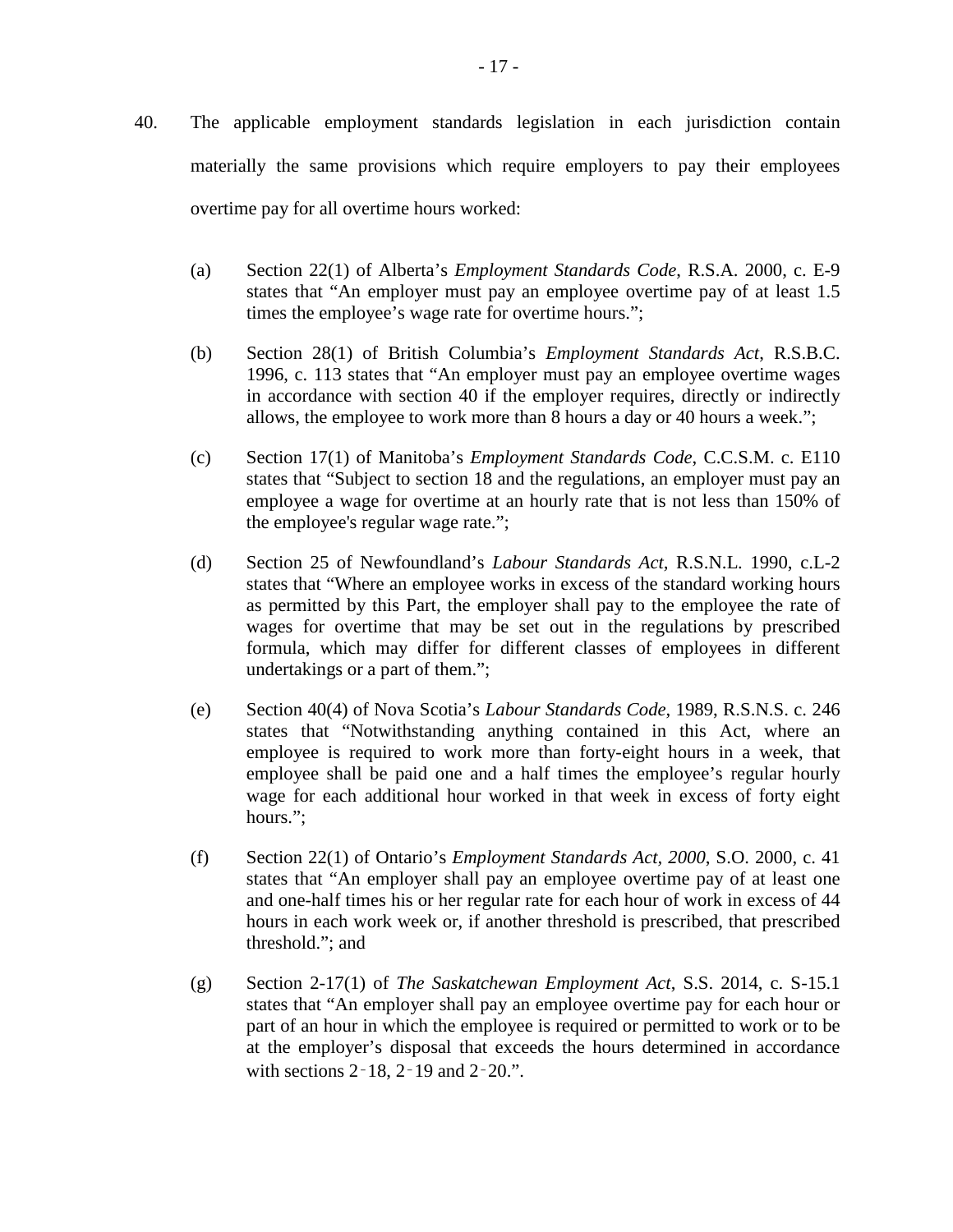40. The applicable employment standards legislation in each jurisdiction contain materially the same provisions which require employers to pay their employees overtime pay for all overtime hours worked:

   (a) Section 22(1) of Alberta's *Employment Standards Code*, R.S.A. 2000, c. E-9 states that "An employer must pay an employee overtime pay of at least 1.5 times the employee's wage rate for overtime hours.";

   (b) Section 28(1) of British Columbia's *Employment Standards Act*, R.S.B.C. 1996, c. 113 states that "An employer must pay an employee overtime wages in accordance with section 40 if the employer requires, directly or indirectly allows, the employee to work more than 8 hours a day or 40 hours a week.";

   (c) Section 17(1) of Manitoba's *Employment Standards Code*, C.C.S.M. c. E110 states that "Subject to section 18 and the regulations, an employer must pay an employee a wage for overtime at an hourly rate that is not less than 150% of the employee's regular wage rate.";

   (d) Section 25 of Newfoundland's *Labour Standards Act,* R.S.N.L. 1990, c.L-2 states that "Where an employee works in excess of the standard working hours as permitted by this Part, the employer shall pay to the employee the rate of wages for overtime that may be set out in the regulations by prescribed formula, which may differ for different classes of employees in different undertakings or a part of them.";

   (e) Section 40(4) of Nova Scotia's *Labour Standards Code*, 1989, R.S.N.S. c. 246 states that "Notwithstanding anything contained in this Act, where an employee is required to work more than forty-eight hours in a week, that employee shall be paid one and a half times the employee's regular hourly wage for each additional hour worked in that week in excess of forty eight hours.";

   (f) Section 22(1) of Ontario's *Employment Standards Act, 2000*, S.O. 2000, c. 41 states that "An employer shall pay an employee overtime pay of at least one and one-half times his or her regular rate for each hour of work in excess of 44 hours in each work week or, if another threshold is prescribed, that prescribed threshold."; and

   (g) Section 2-17(1) of *The Saskatchewan Employment Act*, S.S. 2014, c. S-15.1 states that "An employer shall pay an employee overtime pay for each hour or part of an hour in which the employee is required or permitted to work or to be at the employer's disposal that exceeds the hours determined in accordance with sections 2‑18, 2‑19 and 2‑20.".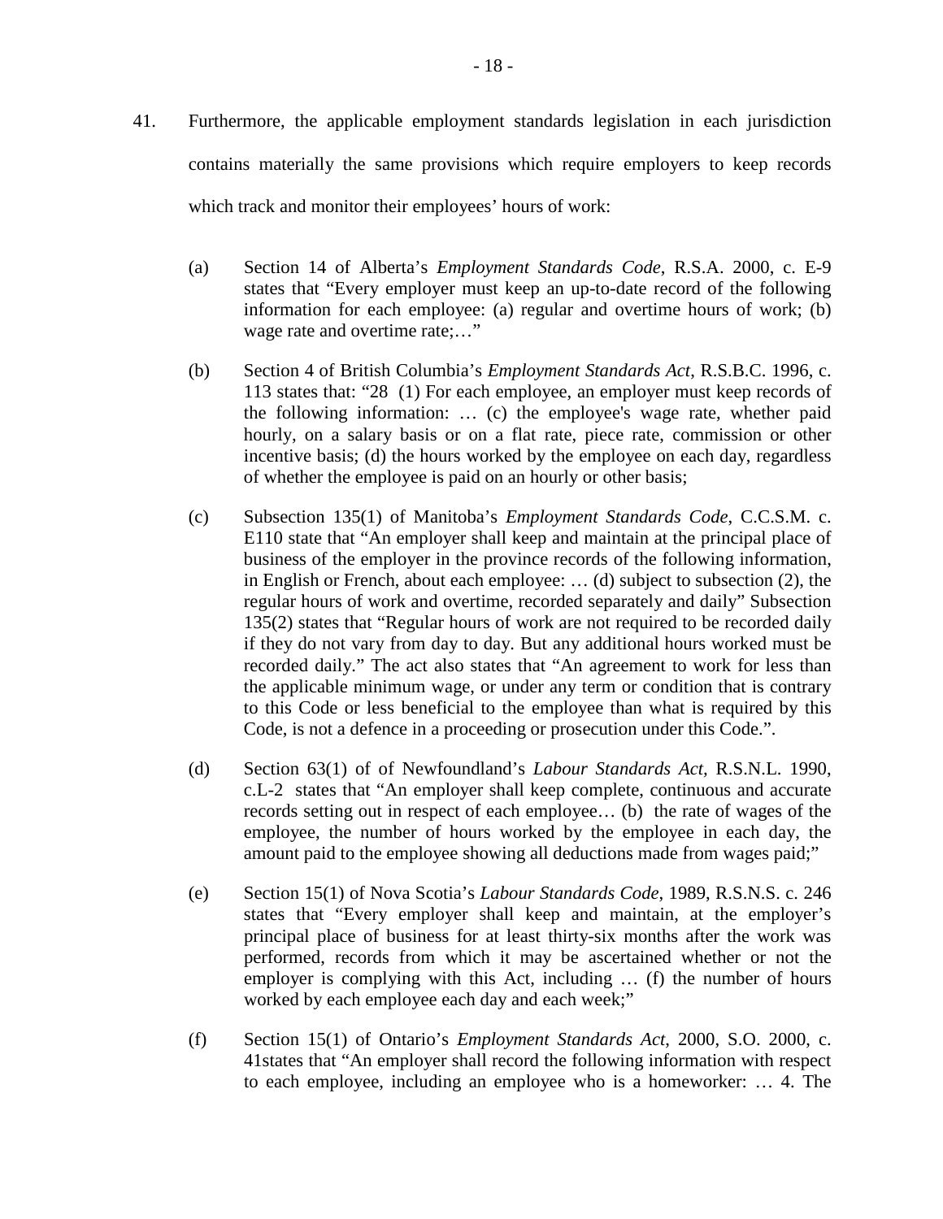41. Furthermore, the applicable employment standards legislation in each jurisdiction contains materially the same provisions which require employers to keep records which track and monitor their employees' hours of work:

    (a) Section 14 of Alberta's *Employment Standards Code*, R.S.A. 2000, c. E-9 states that "Every employer must keep an up-to-date record of the following information for each employee: (a) regular and overtime hours of work; (b) wage rate and overtime rate;…"

    (b) Section 4 of British Columbia's *Employment Standards Act*, R.S.B.C. 1996, c. 113 states that: "28 (1) For each employee, an employer must keep records of the following information: … (c) the employee's wage rate, whether paid hourly, on a salary basis or on a flat rate, piece rate, commission or other incentive basis; (d) the hours worked by the employee on each day, regardless of whether the employee is paid on an hourly or other basis;

    (c) Subsection 135(1) of Manitoba's *Employment Standards Code*, C.C.S.M. c. E110 state that "An employer shall keep and maintain at the principal place of business of the employer in the province records of the following information, in English or French, about each employee: … (d) subject to subsection (2), the regular hours of work and overtime, recorded separately and daily" Subsection 135(2) states that "Regular hours of work are not required to be recorded daily if they do not vary from day to day. But any additional hours worked must be recorded daily." The act also states that "An agreement to work for less than the applicable minimum wage, or under any term or condition that is contrary to this Code or less beneficial to the employee than what is required by this Code, is not a defence in a proceeding or prosecution under this Code.".

    (d) Section 63(1) of of Newfoundland's *Labour Standards Act*, R.S.N.L. 1990, c.L-2 states that "An employer shall keep complete, continuous and accurate records setting out in respect of each employee… (b) the rate of wages of the employee, the number of hours worked by the employee in each day, the amount paid to the employee showing all deductions made from wages paid;"

    (e) Section 15(1) of Nova Scotia's *Labour Standards Code*, 1989, R.S.N.S. c. 246 states that "Every employer shall keep and maintain, at the employer's principal place of business for at least thirty-six months after the work was performed, records from which it may be ascertained whether or not the employer is complying with this Act, including … (f) the number of hours worked by each employee each day and each week;"

    (f) Section 15(1) of Ontario's *Employment Standards Act*, 2000, S.O. 2000, c. 41states that "An employer shall record the following information with respect to each employee, including an employee who is a homeworker: … 4. The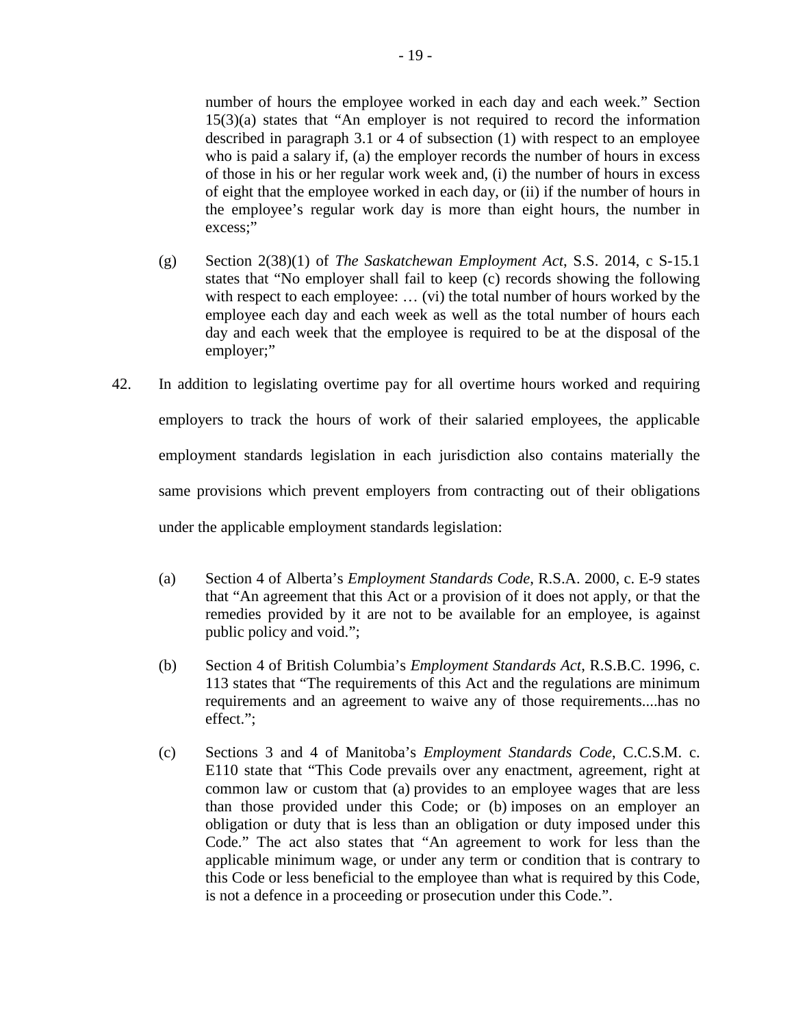number of hours the employee worked in each day and each week." Section 15(3)(a) states that "An employer is not required to record the information described in paragraph 3.1 or 4 of subsection (1) with respect to an employee who is paid a salary if, (a) the employer records the number of hours in excess of those in his or her regular work week and, (i) the number of hours in excess of eight that the employee worked in each day, or (ii) if the number of hours in the employee's regular work day is more than eight hours, the number in excess;"

(g) Section 2(38)(1) of *The Saskatchewan Employment Act*, S.S. 2014, c S-15.1 states that "No employer shall fail to keep (c) records showing the following with respect to each employee: … (vi) the total number of hours worked by the employee each day and each week as well as the total number of hours each day and each week that the employee is required to be at the disposal of the employer;"

42. In addition to legislating overtime pay for all overtime hours worked and requiring employers to track the hours of work of their salaried employees, the applicable employment standards legislation in each jurisdiction also contains materially the same provisions which prevent employers from contracting out of their obligations under the applicable employment standards legislation:

(a) Section 4 of Alberta's *Employment Standards Code*, R.S.A. 2000, c. E-9 states that "An agreement that this Act or a provision of it does not apply, or that the remedies provided by it are not to be available for an employee, is against public policy and void.";

(b) Section 4 of British Columbia's *Employment Standards Act*, R.S.B.C. 1996, c. 113 states that "The requirements of this Act and the regulations are minimum requirements and an agreement to waive any of those requirements....has no effect.";

(c) Sections 3 and 4 of Manitoba's *Employment Standards Code*, C.C.S.M. c. E110 state that "This Code prevails over any enactment, agreement, right at common law or custom that (a) provides to an employee wages that are less than those provided under this Code; or (b) imposes on an employer an obligation or duty that is less than an obligation or duty imposed under this Code." The act also states that "An agreement to work for less than the applicable minimum wage, or under any term or condition that is contrary to this Code or less beneficial to the employee than what is required by this Code, is not a defence in a proceeding or prosecution under this Code.".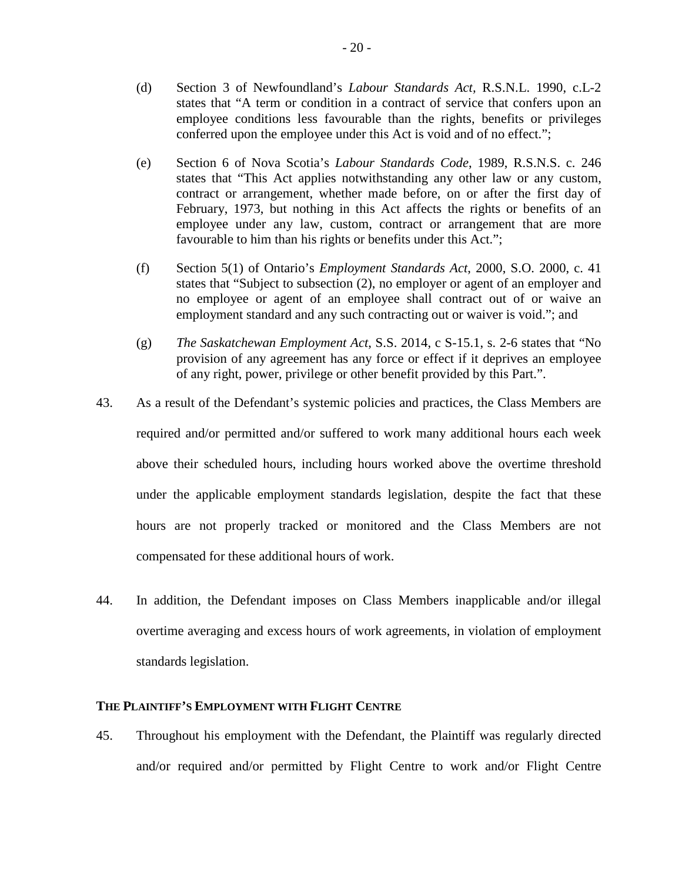(d) Section 3 of Newfoundland's *Labour Standards Act*, R.S.N.L. 1990, c.L-2 states that "A term or condition in a contract of service that confers upon an employee conditions less favourable than the rights, benefits or privileges conferred upon the employee under this Act is void and of no effect.";

(e) Section 6 of Nova Scotia's *Labour Standards Code*, 1989, R.S.N.S. c. 246 states that "This Act applies notwithstanding any other law or any custom, contract or arrangement, whether made before, on or after the first day of February, 1973, but nothing in this Act affects the rights or benefits of an employee under any law, custom, contract or arrangement that are more favourable to him than his rights or benefits under this Act.";

(f) Section 5(1) of Ontario's *Employment Standards Act*, 2000, S.O. 2000, c. 41 states that "Subject to subsection (2), no employer or agent of an employer and no employee or agent of an employee shall contract out of or waive an employment standard and any such contracting out or waiver is void."; and

(g) *The Saskatchewan Employment Act*, S.S. 2014, c S-15.1, s. 2-6 states that "No provision of any agreement has any force or effect if it deprives an employee of any right, power, privilege or other benefit provided by this Part.".

43. As a result of the Defendant's systemic policies and practices, the Class Members are required and/or permitted and/or suffered to work many additional hours each week above their scheduled hours, including hours worked above the overtime threshold under the applicable employment standards legislation, despite the fact that these hours are not properly tracked or monitored and the Class Members are not compensated for these additional hours of work.

44. In addition, the Defendant imposes on Class Members inapplicable and/or illegal overtime averaging and excess hours of work agreements, in violation of employment standards legislation.

**THE PLAINTIFF'S EMPLOYMENT WITH FLIGHT CENTRE**

45. Throughout his employment with the Defendant, the Plaintiff was regularly directed and/or required and/or permitted by Flight Centre to work and/or Flight Centre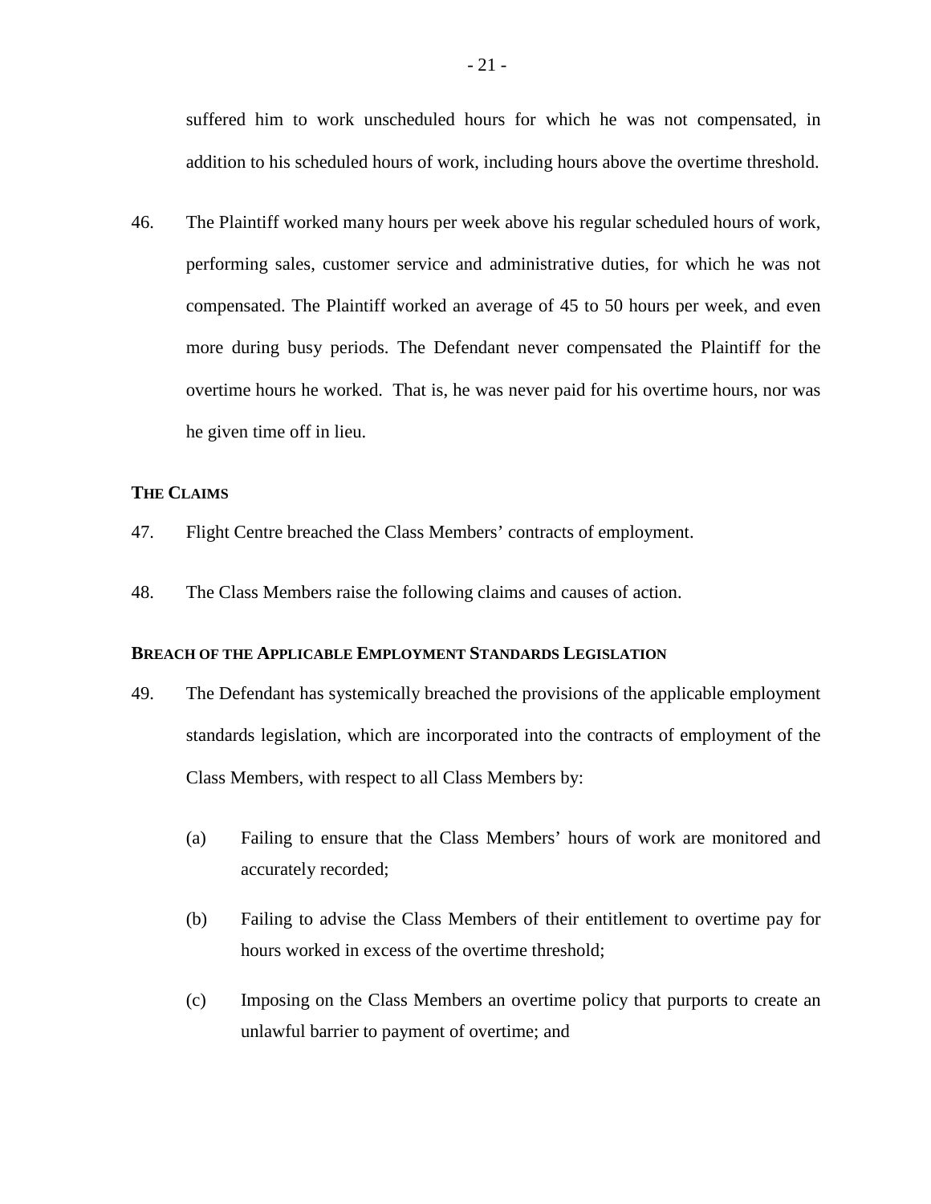suffered him to work unscheduled hours for which he was not compensated, in addition to his scheduled hours of work, including hours above the overtime threshold.

46. The Plaintiff worked many hours per week above his regular scheduled hours of work, performing sales, customer service and administrative duties, for which he was not compensated. The Plaintiff worked an average of 45 to 50 hours per week, and even more during busy periods. The Defendant never compensated the Plaintiff for the overtime hours he worked. That is, he was never paid for his overtime hours, nor was he given time off in lieu.

## THE CLAIMS

47. Flight Centre breached the Class Members' contracts of employment.

48. The Class Members raise the following claims and causes of action.

## BREACH OF THE APPLICABLE EMPLOYMENT STANDARDS LEGISLATION

49. The Defendant has systemically breached the provisions of the applicable employment standards legislation, which are incorporated into the contracts of employment of the Class Members, with respect to all Class Members by:

   (a) Failing to ensure that the Class Members' hours of work are monitored and accurately recorded;

   (b) Failing to advise the Class Members of their entitlement to overtime pay for hours worked in excess of the overtime threshold;

   (c) Imposing on the Class Members an overtime policy that purports to create an unlawful barrier to payment of overtime; and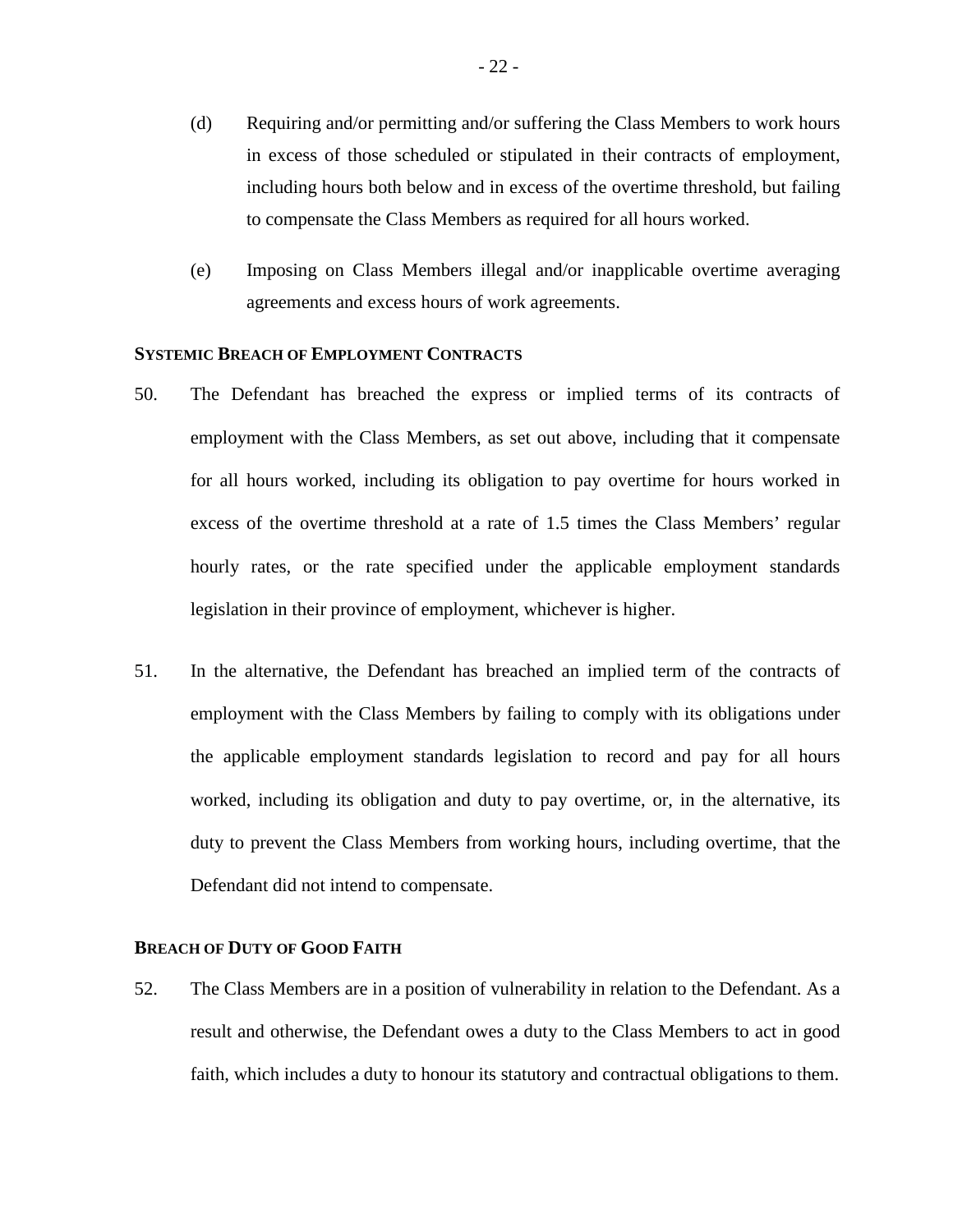(d) Requiring and/or permitting and/or suffering the Class Members to work hours in excess of those scheduled or stipulated in their contracts of employment, including hours both below and in excess of the overtime threshold, but failing to compensate the Class Members as required for all hours worked.

(e) Imposing on Class Members illegal and/or inapplicable overtime averaging agreements and excess hours of work agreements.

### SYSTEMIC BREACH OF EMPLOYMENT CONTRACTS

50. The Defendant has breached the express or implied terms of its contracts of employment with the Class Members, as set out above, including that it compensate for all hours worked, including its obligation to pay overtime for hours worked in excess of the overtime threshold at a rate of 1.5 times the Class Members' regular hourly rates, or the rate specified under the applicable employment standards legislation in their province of employment, whichever is higher.

51. In the alternative, the Defendant has breached an implied term of the contracts of employment with the Class Members by failing to comply with its obligations under the applicable employment standards legislation to record and pay for all hours worked, including its obligation and duty to pay overtime, or, in the alternative, its duty to prevent the Class Members from working hours, including overtime, that the Defendant did not intend to compensate.

### BREACH OF DUTY OF GOOD FAITH

52. The Class Members are in a position of vulnerability in relation to the Defendant. As a result and otherwise, the Defendant owes a duty to the Class Members to act in good faith, which includes a duty to honour its statutory and contractual obligations to them.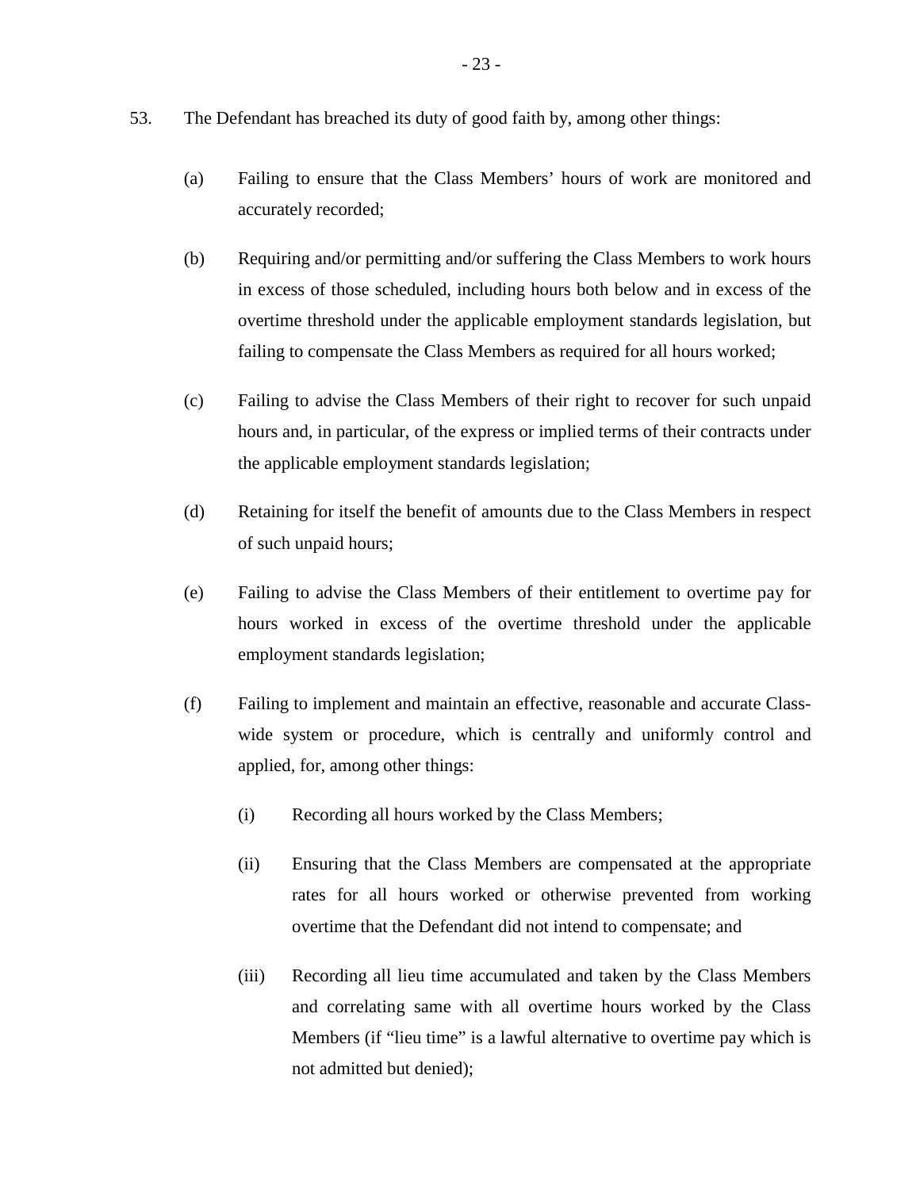53. The Defendant has breached its duty of good faith by, among other things:

(a) Failing to ensure that the Class Members' hours of work are monitored and accurately recorded;

(b) Requiring and/or permitting and/or suffering the Class Members to work hours in excess of those scheduled, including hours both below and in excess of the overtime threshold under the applicable employment standards legislation, but failing to compensate the Class Members as required for all hours worked;

(c) Failing to advise the Class Members of their right to recover for such unpaid hours and, in particular, of the express or implied terms of their contracts under the applicable employment standards legislation;

(d) Retaining for itself the benefit of amounts due to the Class Members in respect of such unpaid hours;

(e) Failing to advise the Class Members of their entitlement to overtime pay for hours worked in excess of the overtime threshold under the applicable employment standards legislation;

(f) Failing to implement and maintain an effective, reasonable and accurate Class-wide system or procedure, which is centrally and uniformly control and applied, for, among other things:

(i) Recording all hours worked by the Class Members;

(ii) Ensuring that the Class Members are compensated at the appropriate rates for all hours worked or otherwise prevented from working overtime that the Defendant did not intend to compensate; and

(iii) Recording all lieu time accumulated and taken by the Class Members and correlating same with all overtime hours worked by the Class Members (if "lieu time" is a lawful alternative to overtime pay which is not admitted but denied);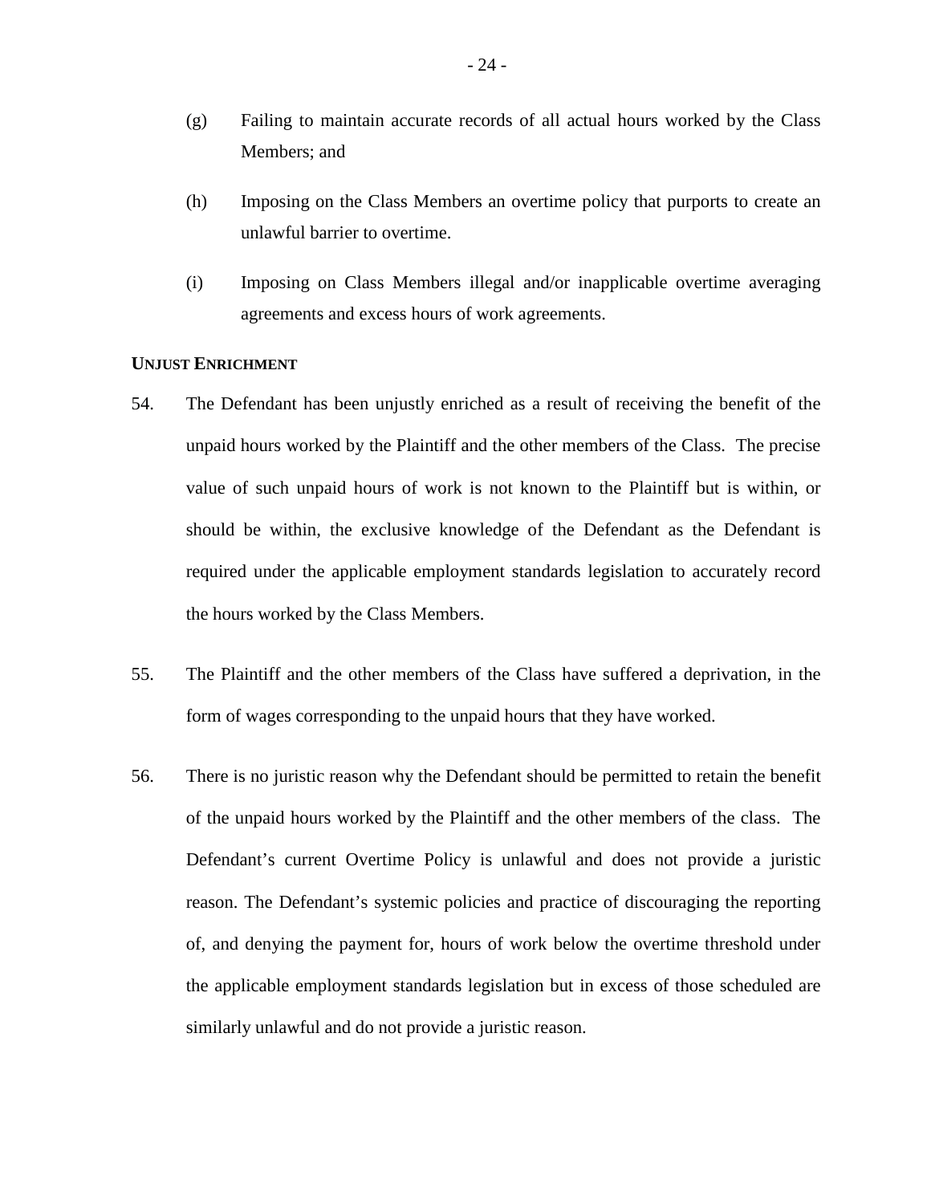(g) Failing to maintain accurate records of all actual hours worked by the Class Members; and

(h) Imposing on the Class Members an overtime policy that purports to create an unlawful barrier to overtime.

(i) Imposing on Class Members illegal and/or inapplicable overtime averaging agreements and excess hours of work agreements.

**UNJUST ENRICHMENT**

54. The Defendant has been unjustly enriched as a result of receiving the benefit of the unpaid hours worked by the Plaintiff and the other members of the Class. The precise value of such unpaid hours of work is not known to the Plaintiff but is within, or should be within, the exclusive knowledge of the Defendant as the Defendant is required under the applicable employment standards legislation to accurately record the hours worked by the Class Members.

55. The Plaintiff and the other members of the Class have suffered a deprivation, in the form of wages corresponding to the unpaid hours that they have worked.

56. There is no juristic reason why the Defendant should be permitted to retain the benefit of the unpaid hours worked by the Plaintiff and the other members of the class. The Defendant's current Overtime Policy is unlawful and does not provide a juristic reason. The Defendant's systemic policies and practice of discouraging the reporting of, and denying the payment for, hours of work below the overtime threshold under the applicable employment standards legislation but in excess of those scheduled are similarly unlawful and do not provide a juristic reason.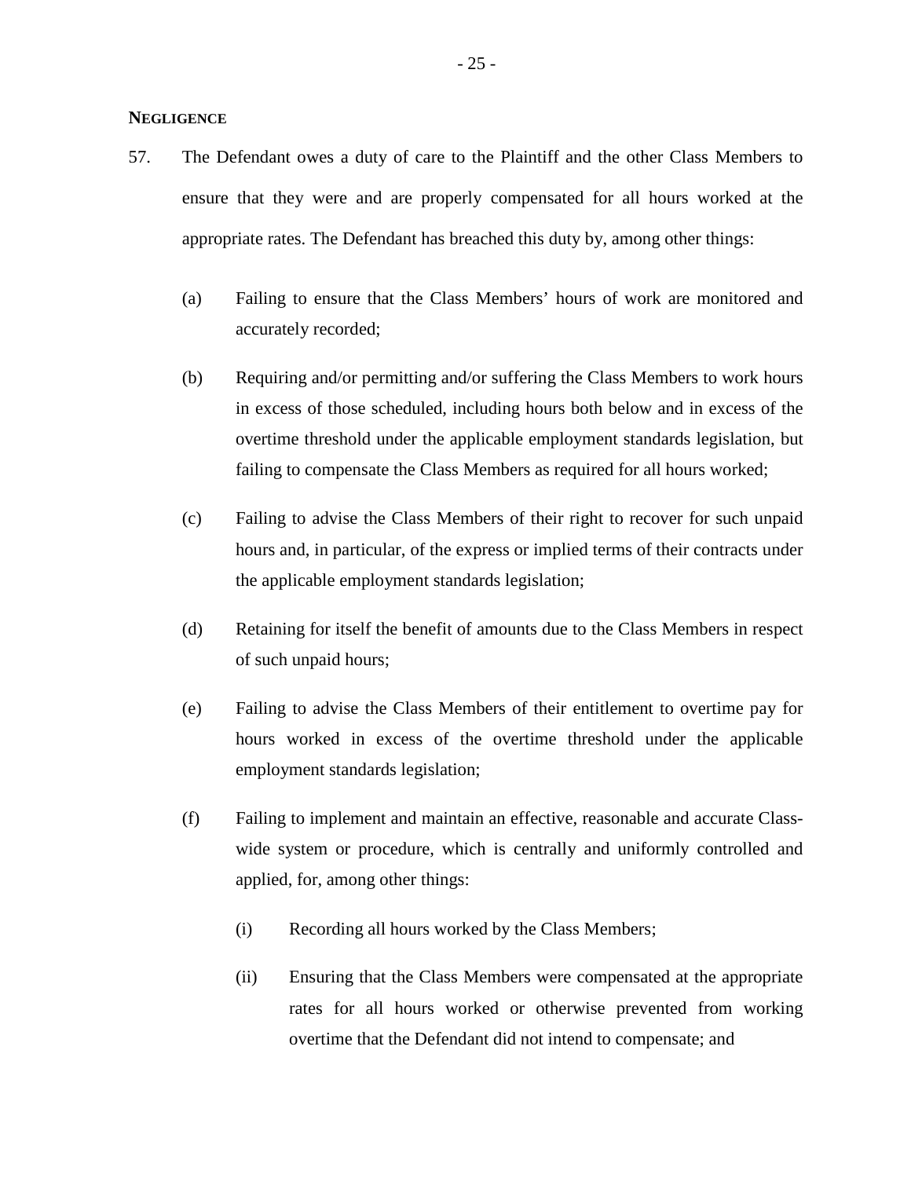**NEGLIGENCE**

57. The Defendant owes a duty of care to the Plaintiff and the other Class Members to ensure that they were and are properly compensated for all hours worked at the appropriate rates. The Defendant has breached this duty by, among other things:

    (a) Failing to ensure that the Class Members' hours of work are monitored and accurately recorded;

    (b) Requiring and/or permitting and/or suffering the Class Members to work hours in excess of those scheduled, including hours both below and in excess of the overtime threshold under the applicable employment standards legislation, but failing to compensate the Class Members as required for all hours worked;

    (c) Failing to advise the Class Members of their right to recover for such unpaid hours and, in particular, of the express or implied terms of their contracts under the applicable employment standards legislation;

    (d) Retaining for itself the benefit of amounts due to the Class Members in respect of such unpaid hours;

    (e) Failing to advise the Class Members of their entitlement to overtime pay for hours worked in excess of the overtime threshold under the applicable employment standards legislation;

    (f) Failing to implement and maintain an effective, reasonable and accurate Class-wide system or procedure, which is centrally and uniformly controlled and applied, for, among other things:

        (i) Recording all hours worked by the Class Members;

        (ii) Ensuring that the Class Members were compensated at the appropriate rates for all hours worked or otherwise prevented from working overtime that the Defendant did not intend to compensate; and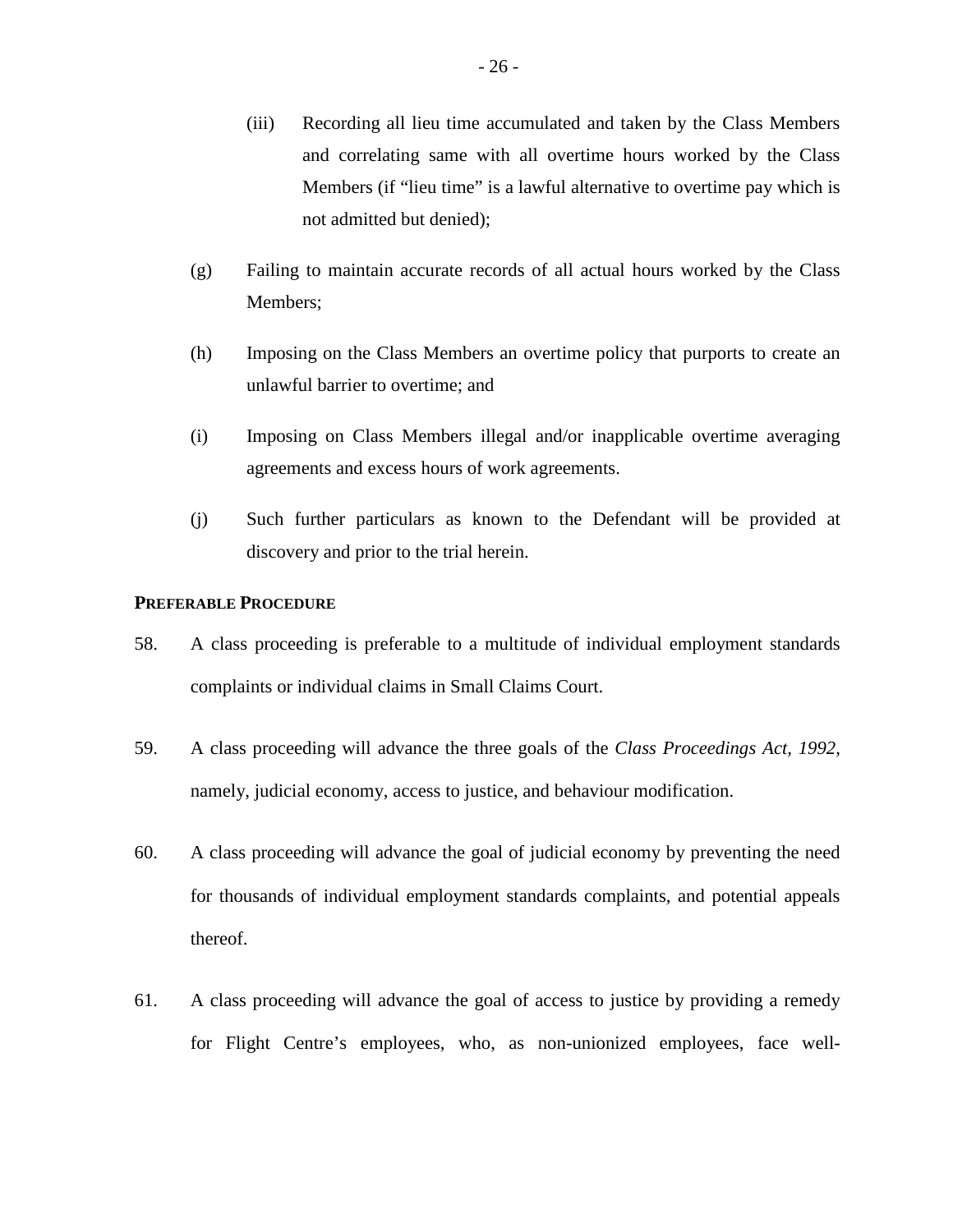(iii) Recording all lieu time accumulated and taken by the Class Members and correlating same with all overtime hours worked by the Class Members (if "lieu time" is a lawful alternative to overtime pay which is not admitted but denied);

(g) Failing to maintain accurate records of all actual hours worked by the Class Members;

(h) Imposing on the Class Members an overtime policy that purports to create an unlawful barrier to overtime; and

(i) Imposing on Class Members illegal and/or inapplicable overtime averaging agreements and excess hours of work agreements.

(j) Such further particulars as known to the Defendant will be provided at discovery and prior to the trial herein.

**PREFERABLE PROCEDURE**

58. A class proceeding is preferable to a multitude of individual employment standards complaints or individual claims in Small Claims Court.

59. A class proceeding will advance the three goals of the *Class Proceedings Act, 1992*, namely, judicial economy, access to justice, and behaviour modification.

60. A class proceeding will advance the goal of judicial economy by preventing the need for thousands of individual employment standards complaints, and potential appeals thereof.

61. A class proceeding will advance the goal of access to justice by providing a remedy for Flight Centre's employees, who, as non-unionized employees, face well-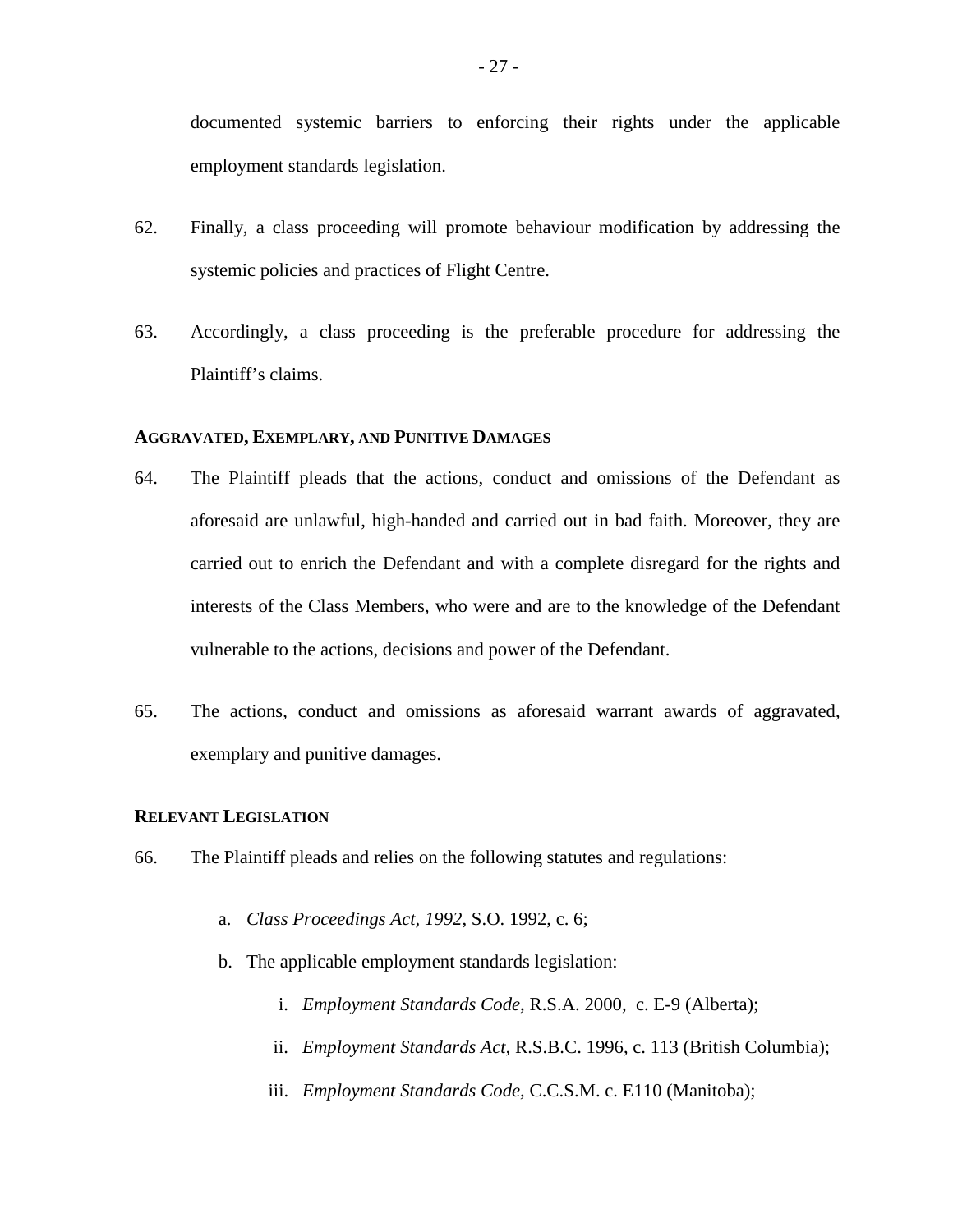documented systemic barriers to enforcing their rights under the applicable employment standards legislation.

62. Finally, a class proceeding will promote behaviour modification by addressing the systemic policies and practices of Flight Centre.

63. Accordingly, a class proceeding is the preferable procedure for addressing the Plaintiff's claims.

**AGGRAVATED, EXEMPLARY, AND PUNITIVE DAMAGES**

64. The Plaintiff pleads that the actions, conduct and omissions of the Defendant as aforesaid are unlawful, high-handed and carried out in bad faith. Moreover, they are carried out to enrich the Defendant and with a complete disregard for the rights and interests of the Class Members, who were and are to the knowledge of the Defendant vulnerable to the actions, decisions and power of the Defendant.

65. The actions, conduct and omissions as aforesaid warrant awards of aggravated, exemplary and punitive damages.

**RELEVANT LEGISLATION**

66. The Plaintiff pleads and relies on the following statutes and regulations:

   a. *Class Proceedings Act, 1992*, S.O. 1992, c. 6;

   b. The applicable employment standards legislation:

      i. *Employment Standards Code*, R.S.A. 2000, c. E-9 (Alberta);

      ii. *Employment Standards Act*, R.S.B.C. 1996, c. 113 (British Columbia);

      iii. *Employment Standards Code,* C.C.S.M. c. E110 (Manitoba);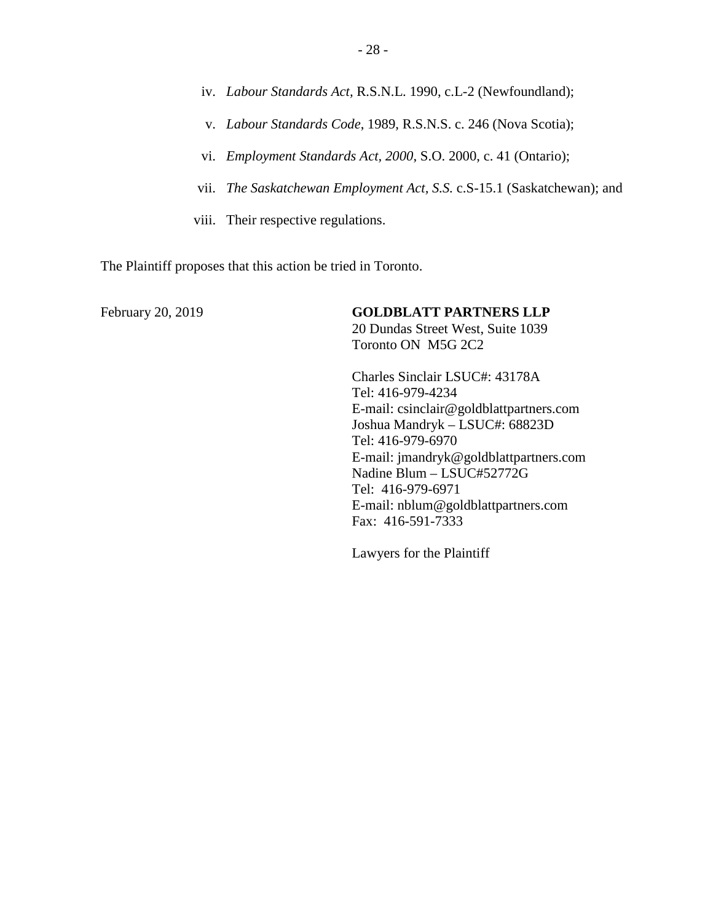iv. *Labour Standards Act*, R.S.N.L. 1990, c.L-2 (Newfoundland);

v. *Labour Standards Code*, 1989, R.S.N.S. c. 246 (Nova Scotia);

vi. *Employment Standards Act, 2000*, S.O. 2000, c. 41 (Ontario);

vii. *The Saskatchewan Employment Act, S.S.* c.S-15.1 (Saskatchewan); and

viii. Their respective regulations.

The Plaintiff proposes that this action be tried in Toronto.

February 20, 2019

**GOLDBLATT PARTNERS LLP**
20 Dundas Street West, Suite 1039
Toronto ON M5G 2C2

Charles Sinclair LSUC#: 43178A
Tel: 416-979-4234
E-mail: csinclair@goldblattpartners.com
Joshua Mandryk – LSUC#: 68823D
Tel: 416-979-6970
E-mail: jmandryk@goldblattpartners.com
Nadine Blum – LSUC#52772G
Tel: 416-979-6971
E-mail: nblum@goldblattpartners.com
Fax: 416-591-7333

Lawyers for the Plaintiff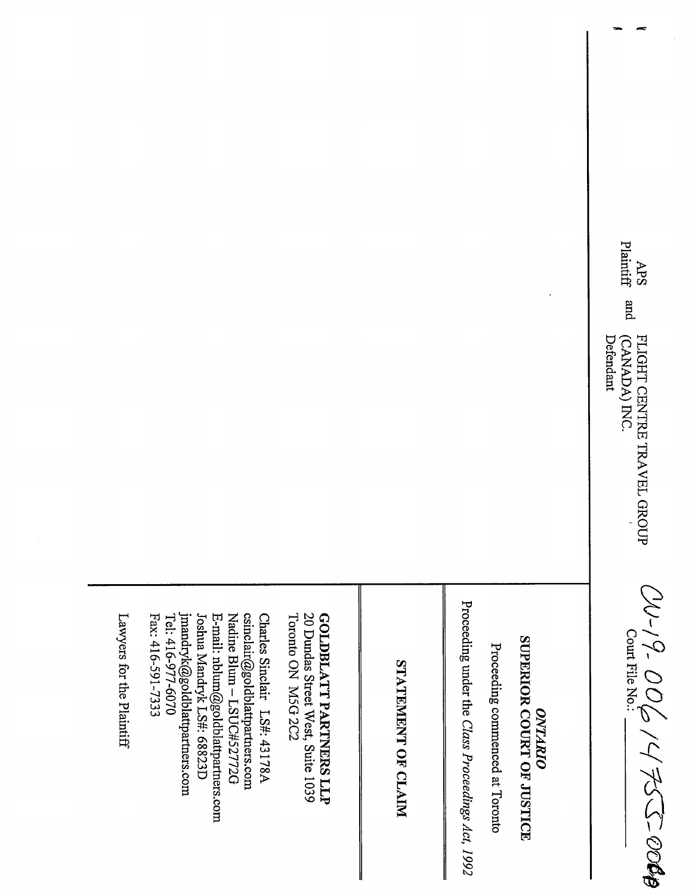APS
Plaintiff

and

FLIGHT CENTRE TRAVEL GROUP (CANADA) INC.
Defendant

Court File No.: CV-19-00614755-00CP

***ONTARIO***
**SUPERIOR COURT OF JUSTICE**

Proceeding commenced at Toronto

Proceeding under the *Class Proceedings Act, 1992*

**STATEMENT OF CLAIM**

**GOLDBLATT PARTNERS LLP**
20 Dundas Street West, Suite 1039
Toronto ON M5G 2C2

Charles Sinclair LS#: 43178A
csinclair@goldblattpartners.com
Nadine Blum – LSUC#52772G
E-mail: nblum@goldblattpartners.com
Joshua Mandryk LS#: 68823D
jmandryk@goldblattpartners.com
Tel: 416-977-6070
Fax: 416-591-7333

Lawyers for the Plaintiff